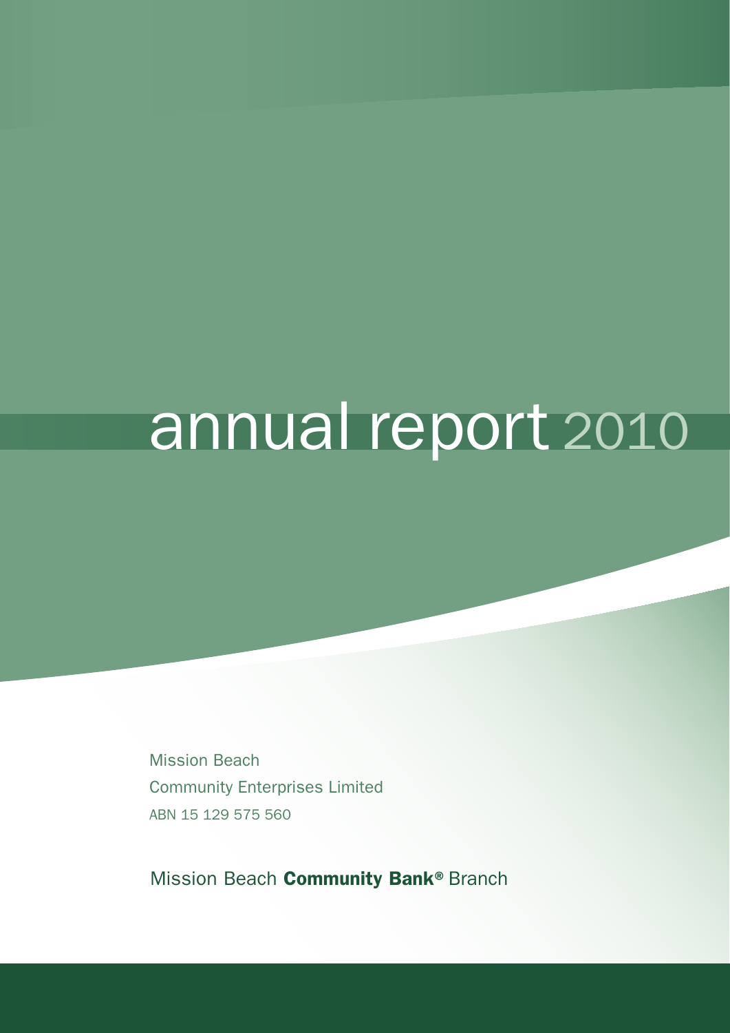# annual report 2010

Mission Beach
Community Enterprises Limited
ABN 15 129 575 560

Mission Beach **Community Bank®** Branch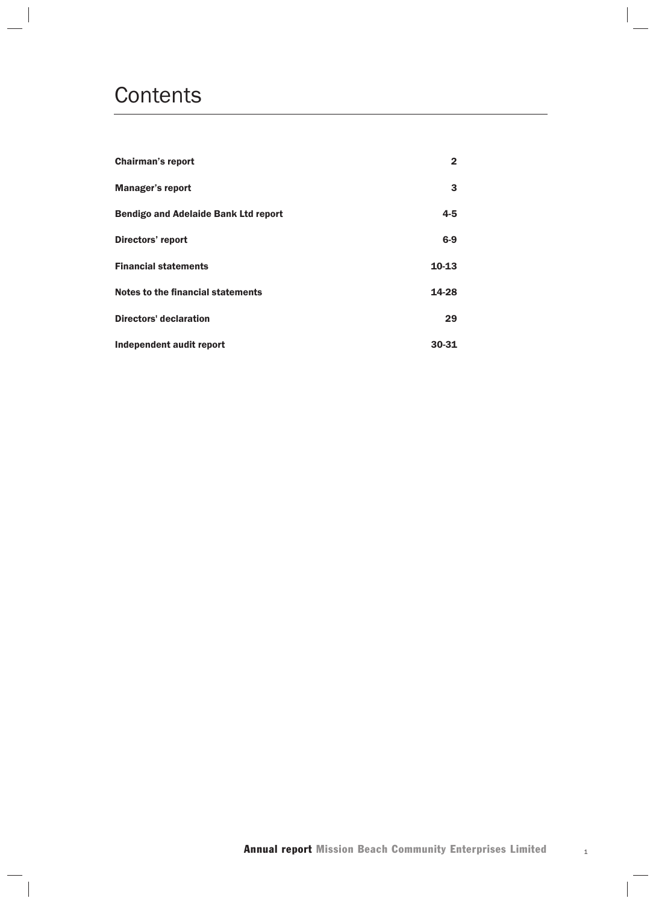# Contents

| | |
|---|---|
| **Chairman's report** | **2** |
| **Manager's report** | **3** |
| **Bendigo and Adelaide Bank Ltd report** | **4-5** |
| **Directors' report** | **6-9** |
| **Financial statements** | **10-13** |
| **Notes to the financial statements** | **14-28** |
| **Directors' declaration** | **29** |
| **Independent audit report** | **30-31** |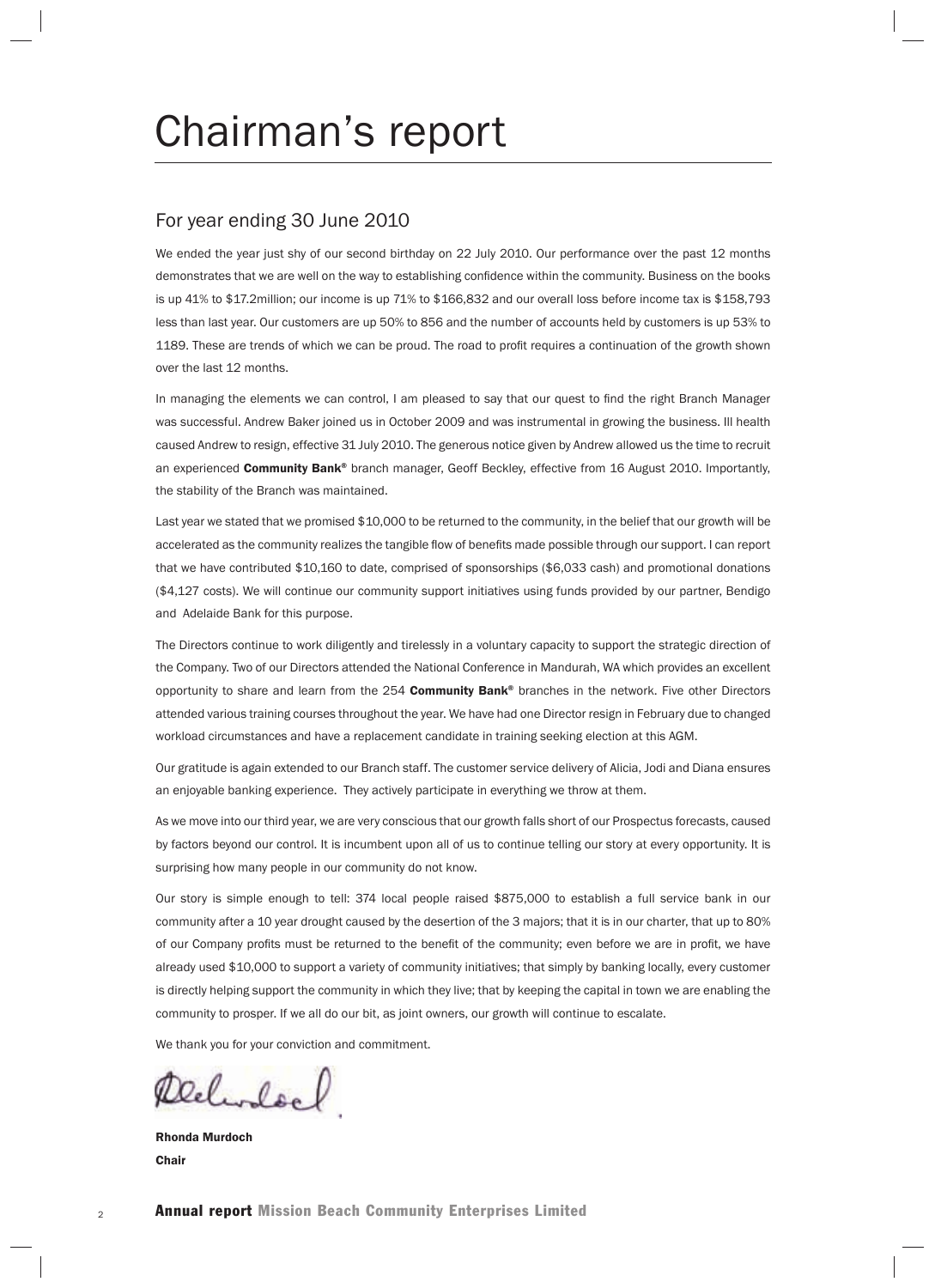# Chairman's report

## For year ending 30 June 2010

We ended the year just shy of our second birthday on 22 July 2010. Our performance over the past 12 months demonstrates that we are well on the way to establishing confidence within the community. Business on the books is up 41% to $17.2million; our income is up 71% to $166,832 and our overall loss before income tax is $158,793 less than last year. Our customers are up 50% to 856 and the number of accounts held by customers is up 53% to 1189. These are trends of which we can be proud. The road to profit requires a continuation of the growth shown over the last 12 months.

In managing the elements we can control, I am pleased to say that our quest to find the right Branch Manager was successful. Andrew Baker joined us in October 2009 and was instrumental in growing the business. Ill health caused Andrew to resign, effective 31 July 2010. The generous notice given by Andrew allowed us the time to recruit an experienced **Community Bank®** branch manager, Geoff Beckley, effective from 16 August 2010. Importantly, the stability of the Branch was maintained.

Last year we stated that we promised $10,000 to be returned to the community, in the belief that our growth will be accelerated as the community realizes the tangible flow of benefits made possible through our support. I can report that we have contributed $10,160 to date, comprised of sponsorships ($6,033 cash) and promotional donations ($4,127 costs). We will continue our community support initiatives using funds provided by our partner, Bendigo and Adelaide Bank for this purpose.

The Directors continue to work diligently and tirelessly in a voluntary capacity to support the strategic direction of the Company. Two of our Directors attended the National Conference in Mandurah, WA which provides an excellent opportunity to share and learn from the 254 **Community Bank®** branches in the network. Five other Directors attended various training courses throughout the year. We have had one Director resign in February due to changed workload circumstances and have a replacement candidate in training seeking election at this AGM.

Our gratitude is again extended to our Branch staff. The customer service delivery of Alicia, Jodi and Diana ensures an enjoyable banking experience. They actively participate in everything we throw at them.

As we move into our third year, we are very conscious that our growth falls short of our Prospectus forecasts, caused by factors beyond our control. It is incumbent upon all of us to continue telling our story at every opportunity. It is surprising how many people in our community do not know.

Our story is simple enough to tell: 374 local people raised $875,000 to establish a full service bank in our community after a 10 year drought caused by the desertion of the 3 majors; that it is in our charter, that up to 80% of our Company profits must be returned to the benefit of the community; even before we are in profit, we have already used $10,000 to support a variety of community initiatives; that simply by banking locally, every customer is directly helping support the community in which they live; that by keeping the capital in town we are enabling the community to prosper. If we all do our bit, as joint owners, our growth will continue to escalate.

We thank you for your conviction and commitment.

**Rhonda Murdoch**
**Chair**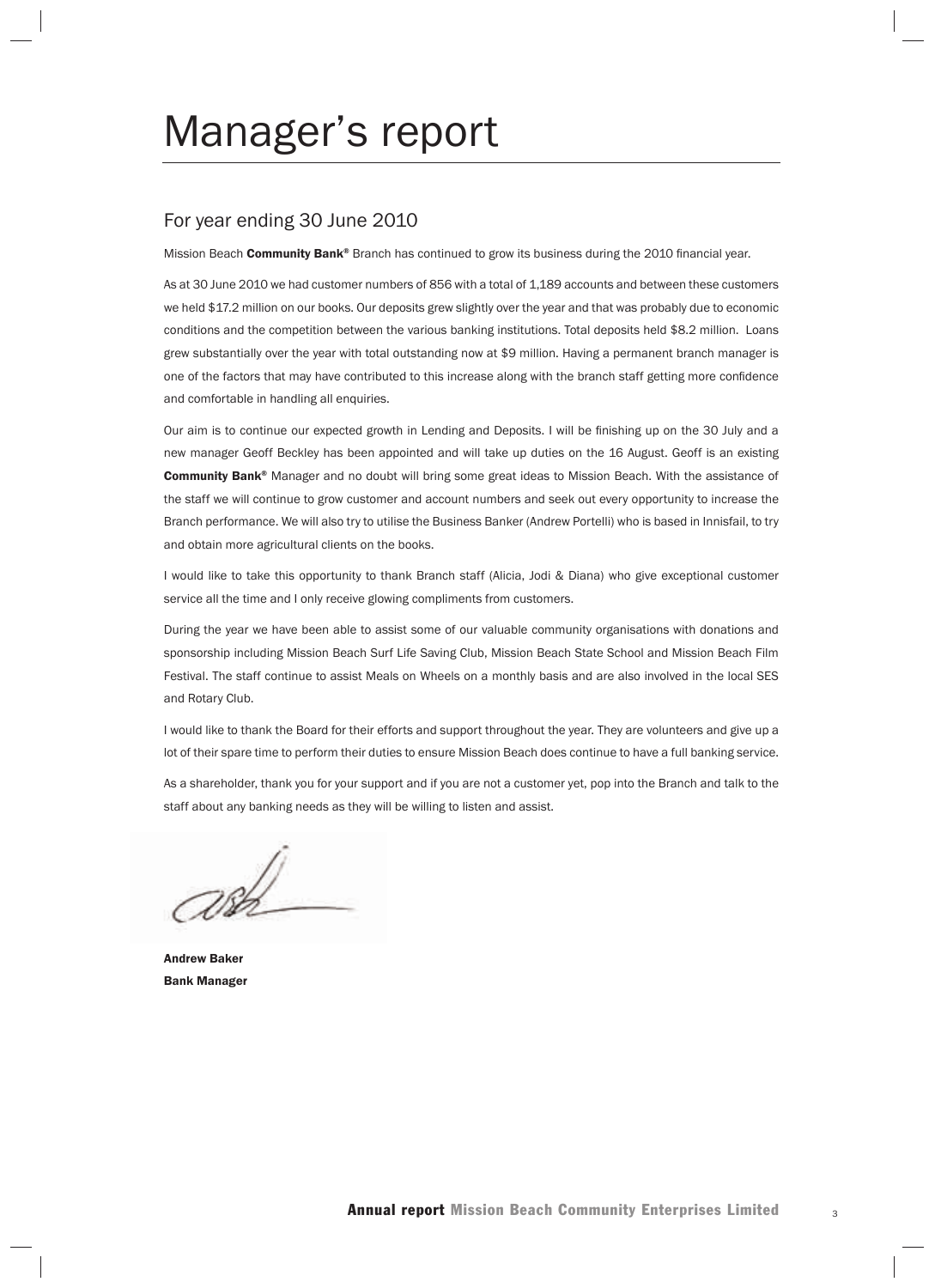# Manager's report

## For year ending 30 June 2010

Mission Beach **Community Bank®** Branch has continued to grow its business during the 2010 financial year.

As at 30 June 2010 we had customer numbers of 856 with a total of 1,189 accounts and between these customers we held $17.2 million on our books. Our deposits grew slightly over the year and that was probably due to economic conditions and the competition between the various banking institutions. Total deposits held $8.2 million. Loans grew substantially over the year with total outstanding now at $9 million. Having a permanent branch manager is one of the factors that may have contributed to this increase along with the branch staff getting more confidence and comfortable in handling all enquiries.

Our aim is to continue our expected growth in Lending and Deposits. I will be finishing up on the 30 July and a new manager Geoff Beckley has been appointed and will take up duties on the 16 August. Geoff is an existing **Community Bank®** Manager and no doubt will bring some great ideas to Mission Beach. With the assistance of the staff we will continue to grow customer and account numbers and seek out every opportunity to increase the Branch performance. We will also try to utilise the Business Banker (Andrew Portelli) who is based in Innisfail, to try and obtain more agricultural clients on the books.

I would like to take this opportunity to thank Branch staff (Alicia, Jodi & Diana) who give exceptional customer service all the time and I only receive glowing compliments from customers.

During the year we have been able to assist some of our valuable community organisations with donations and sponsorship including Mission Beach Surf Life Saving Club, Mission Beach State School and Mission Beach Film Festival. The staff continue to assist Meals on Wheels on a monthly basis and are also involved in the local SES and Rotary Club.

I would like to thank the Board for their efforts and support throughout the year. They are volunteers and give up a lot of their spare time to perform their duties to ensure Mission Beach does continue to have a full banking service.

As a shareholder, thank you for your support and if you are not a customer yet, pop into the Branch and talk to the staff about any banking needs as they will be willing to listen and assist.

**Andrew Baker**
**Bank Manager**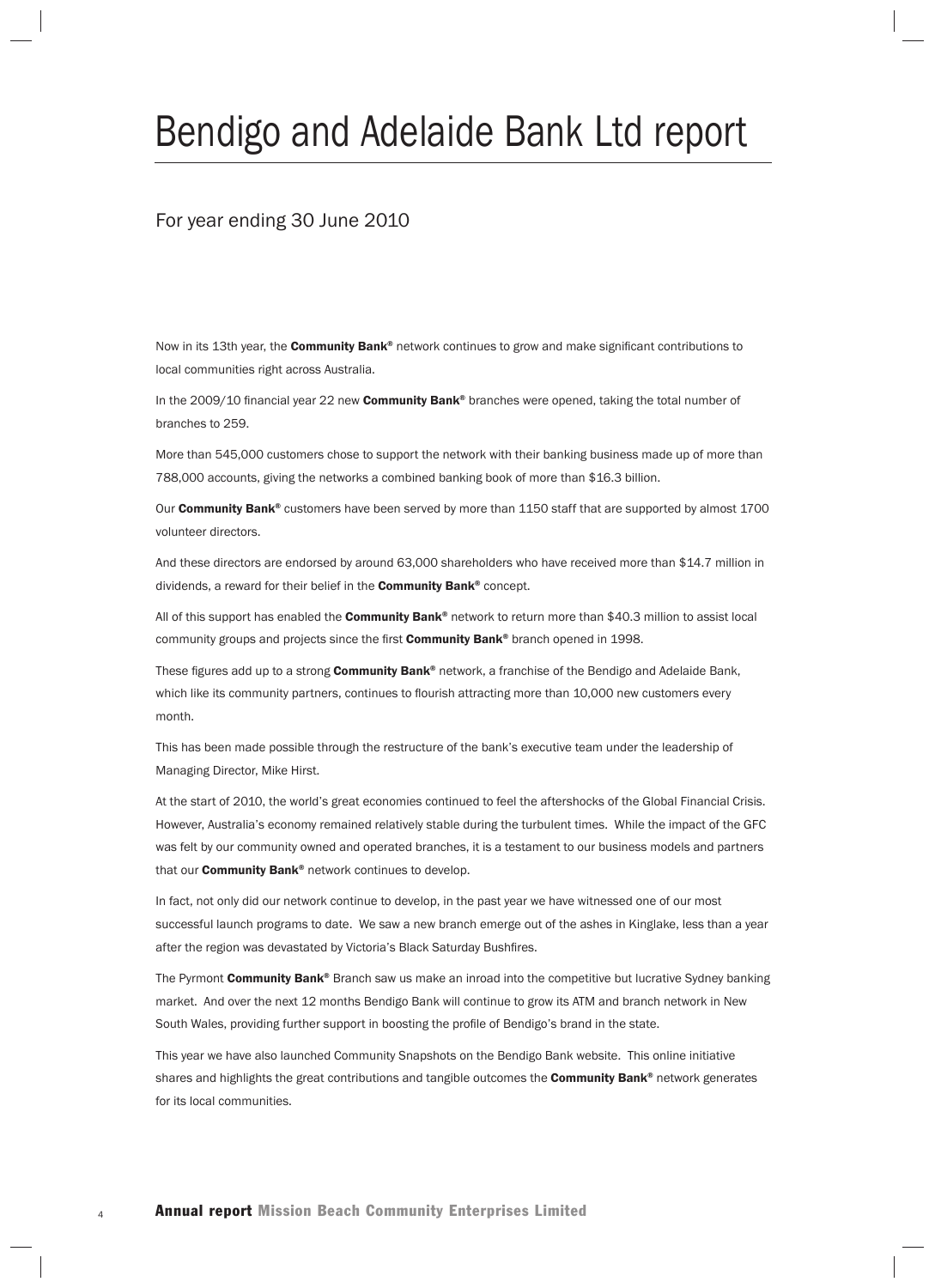# Bendigo and Adelaide Bank Ltd report

## For year ending 30 June 2010

Now in its 13th year, the **Community Bank®** network continues to grow and make significant contributions to local communities right across Australia.

In the 2009/10 financial year 22 new **Community Bank®** branches were opened, taking the total number of branches to 259.

More than 545,000 customers chose to support the network with their banking business made up of more than 788,000 accounts, giving the networks a combined banking book of more than $16.3 billion.

Our **Community Bank®** customers have been served by more than 1150 staff that are supported by almost 1700 volunteer directors.

And these directors are endorsed by around 63,000 shareholders who have received more than $14.7 million in dividends, a reward for their belief in the **Community Bank®** concept.

All of this support has enabled the **Community Bank®** network to return more than $40.3 million to assist local community groups and projects since the first **Community Bank®** branch opened in 1998.

These figures add up to a strong **Community Bank®** network, a franchise of the Bendigo and Adelaide Bank, which like its community partners, continues to flourish attracting more than 10,000 new customers every month.

This has been made possible through the restructure of the bank's executive team under the leadership of Managing Director, Mike Hirst.

At the start of 2010, the world's great economies continued to feel the aftershocks of the Global Financial Crisis. However, Australia's economy remained relatively stable during the turbulent times. While the impact of the GFC was felt by our community owned and operated branches, it is a testament to our business models and partners that our **Community Bank®** network continues to develop.

In fact, not only did our network continue to develop, in the past year we have witnessed one of our most successful launch programs to date. We saw a new branch emerge out of the ashes in Kinglake, less than a year after the region was devastated by Victoria's Black Saturday Bushfires.

The Pyrmont **Community Bank®** Branch saw us make an inroad into the competitive but lucrative Sydney banking market. And over the next 12 months Bendigo Bank will continue to grow its ATM and branch network in New South Wales, providing further support in boosting the profile of Bendigo's brand in the state.

This year we have also launched Community Snapshots on the Bendigo Bank website. This online initiative shares and highlights the great contributions and tangible outcomes the **Community Bank®** network generates for its local communities.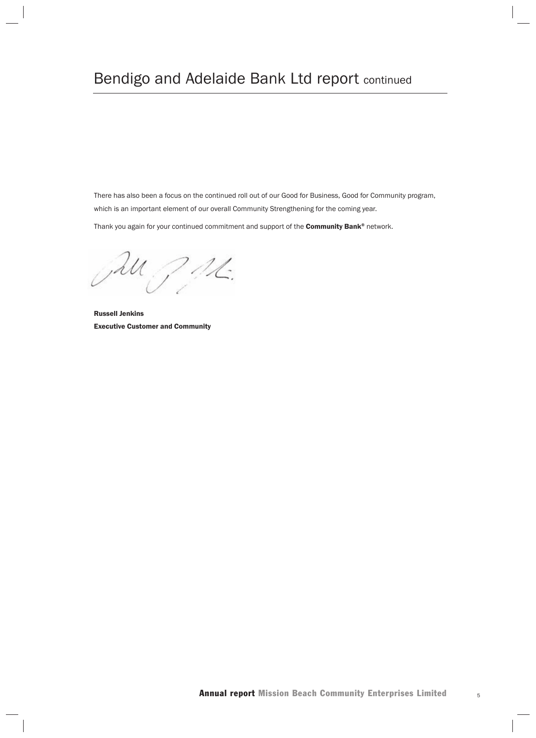# Bendigo and Adelaide Bank Ltd report continued

There has also been a focus on the continued roll out of our Good for Business, Good for Community program, which is an important element of our overall Community Strengthening for the coming year.

Thank you again for your continued commitment and support of the **Community Bank®** network.

**Russell Jenkins**
**Executive Customer and Community**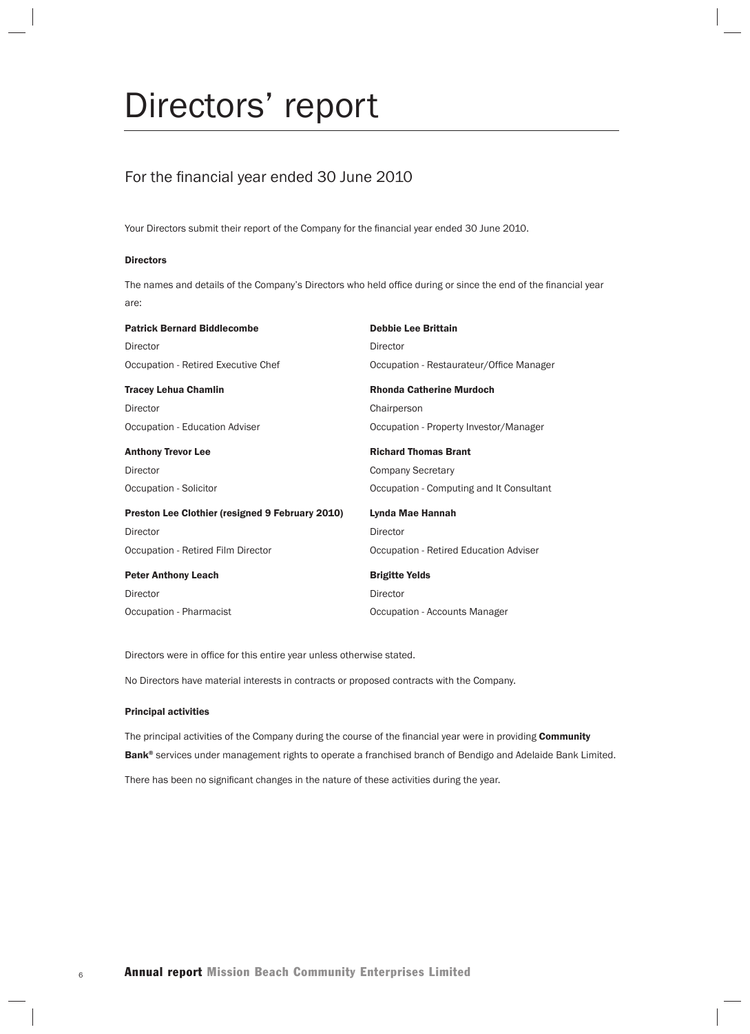# Directors' report

## For the financial year ended 30 June 2010

Your Directors submit their report of the Company for the financial year ended 30 June 2010.

#### Directors

The names and details of the Company's Directors who held office during or since the end of the financial year are:

**Patrick Bernard Biddlecombe**
Director
Occupation - Retired Executive Chef

**Debbie Lee Brittain**
Director
Occupation - Restaurateur/Office Manager

**Tracey Lehua Chamlin**
Director
Occupation - Education Adviser

**Rhonda Catherine Murdoch**
Chairperson
Occupation - Property Investor/Manager

**Anthony Trevor Lee**
Director
Occupation - Solicitor

**Richard Thomas Brant**
Company Secretary
Occupation - Computing and It Consultant

**Preston Lee Clothier (resigned 9 February 2010)**
Director
Occupation - Retired Film Director

**Lynda Mae Hannah**
Director
Occupation - Retired Education Adviser

**Peter Anthony Leach**
Director
Occupation - Pharmacist

**Brigitte Yelds**
Director
Occupation - Accounts Manager

Directors were in office for this entire year unless otherwise stated.

No Directors have material interests in contracts or proposed contracts with the Company.

#### Principal activities

The principal activities of the Company during the course of the financial year were in providing **Community Bank®** services under management rights to operate a franchised branch of Bendigo and Adelaide Bank Limited.

There has been no significant changes in the nature of these activities during the year.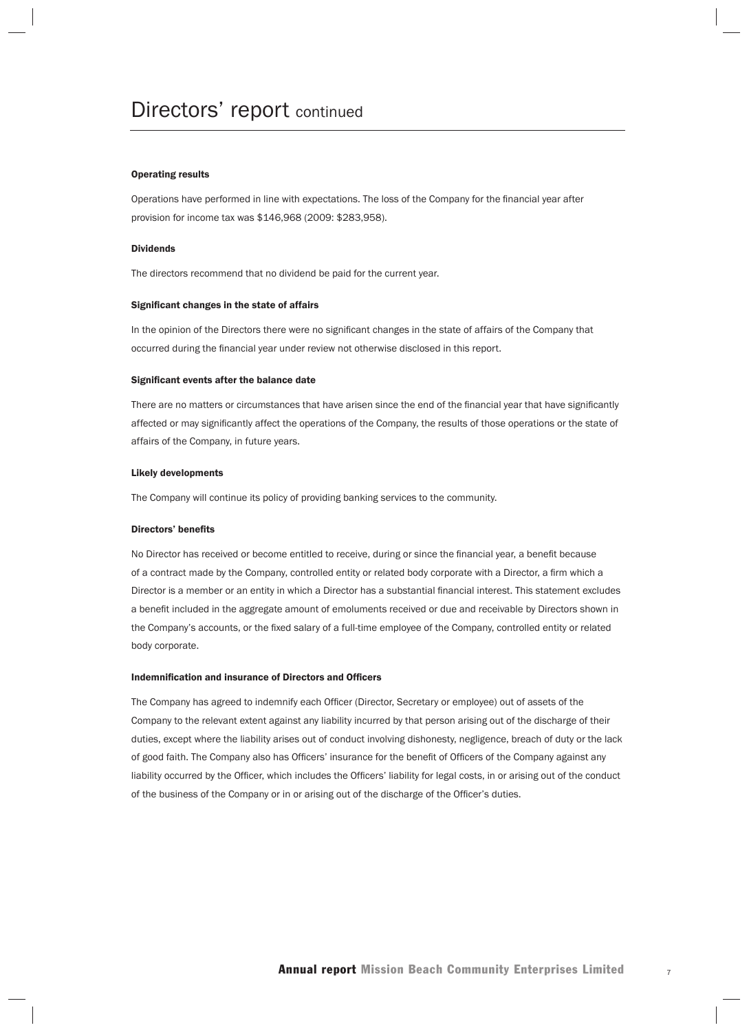# Directors' report continued

### Operating results

Operations have performed in line with expectations. The loss of the Company for the financial year after provision for income tax was $146,968 (2009: $283,958).

### Dividends

The directors recommend that no dividend be paid for the current year.

### Significant changes in the state of affairs

In the opinion of the Directors there were no significant changes in the state of affairs of the Company that occurred during the financial year under review not otherwise disclosed in this report.

### Significant events after the balance date

There are no matters or circumstances that have arisen since the end of the financial year that have significantly affected or may significantly affect the operations of the Company, the results of those operations or the state of affairs of the Company, in future years.

### Likely developments

The Company will continue its policy of providing banking services to the community.

### Directors' benefits

No Director has received or become entitled to receive, during or since the financial year, a benefit because of a contract made by the Company, controlled entity or related body corporate with a Director, a firm which a Director is a member or an entity in which a Director has a substantial financial interest. This statement excludes a benefit included in the aggregate amount of emoluments received or due and receivable by Directors shown in the Company's accounts, or the fixed salary of a full-time employee of the Company, controlled entity or related body corporate.

### Indemnification and insurance of Directors and Officers

The Company has agreed to indemnify each Officer (Director, Secretary or employee) out of assets of the Company to the relevant extent against any liability incurred by that person arising out of the discharge of their duties, except where the liability arises out of conduct involving dishonesty, negligence, breach of duty or the lack of good faith. The Company also has Officers' insurance for the benefit of Officers of the Company against any liability occurred by the Officer, which includes the Officers' liability for legal costs, in or arising out of the conduct of the business of the Company or in or arising out of the discharge of the Officer's duties.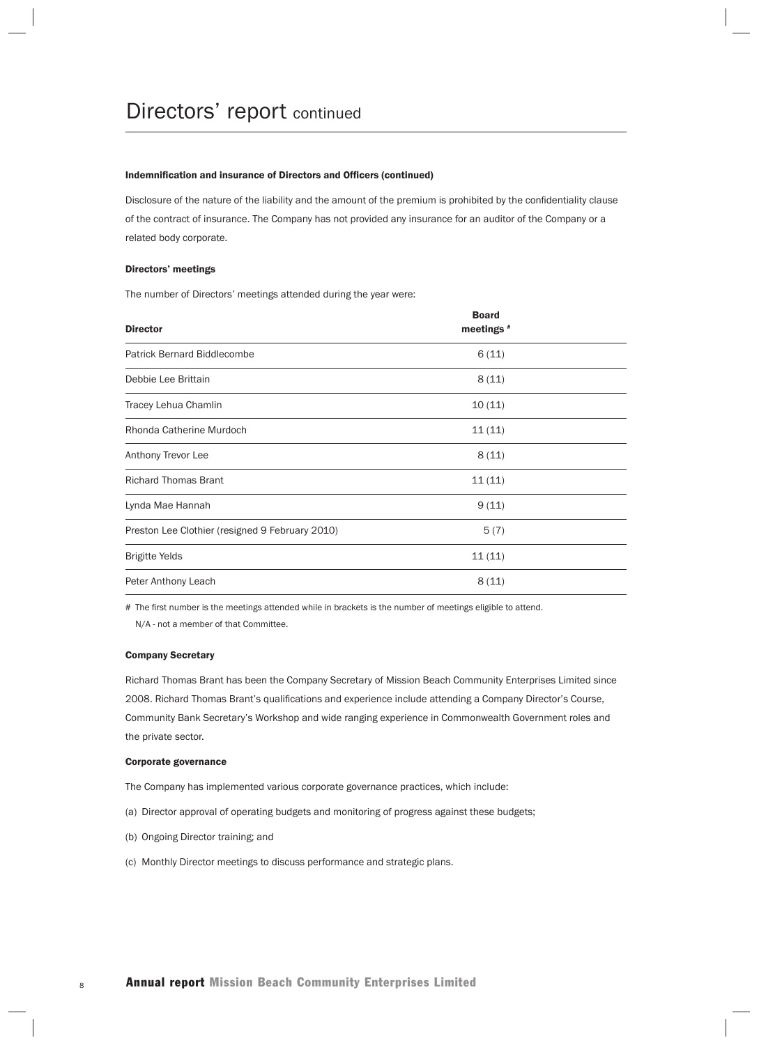# Directors' report continued

### Indemnification and insurance of Directors and Officers (continued)

Disclosure of the nature of the liability and the amount of the premium is prohibited by the confidentiality clause of the contract of insurance. The Company has not provided any insurance for an auditor of the Company or a related body corporate.

### Directors' meetings

The number of Directors' meetings attended during the year were:

| Director | Board meetings # |
|---|---|
| Patrick Bernard Biddlecombe | 6 (11) |
| Debbie Lee Brittain | 8 (11) |
| Tracey Lehua Chamlin | 10 (11) |
| Rhonda Catherine Murdoch | 11 (11) |
| Anthony Trevor Lee | 8 (11) |
| Richard Thomas Brant | 11 (11) |
| Lynda Mae Hannah | 9 (11) |
| Preston Lee Clothier (resigned 9 February 2010) | 5 (7) |
| Brigitte Yelds | 11 (11) |
| Peter Anthony Leach | 8 (11) |

# The first number is the meetings attended while in brackets is the number of meetings eligible to attend.
N/A - not a member of that Committee.

### Company Secretary

Richard Thomas Brant has been the Company Secretary of Mission Beach Community Enterprises Limited since 2008. Richard Thomas Brant's qualifications and experience include attending a Company Director's Course, Community Bank Secretary's Workshop and wide ranging experience in Commonwealth Government roles and the private sector.

### Corporate governance

The Company has implemented various corporate governance practices, which include:

(a) Director approval of operating budgets and monitoring of progress against these budgets;

(b) Ongoing Director training; and

(c) Monthly Director meetings to discuss performance and strategic plans.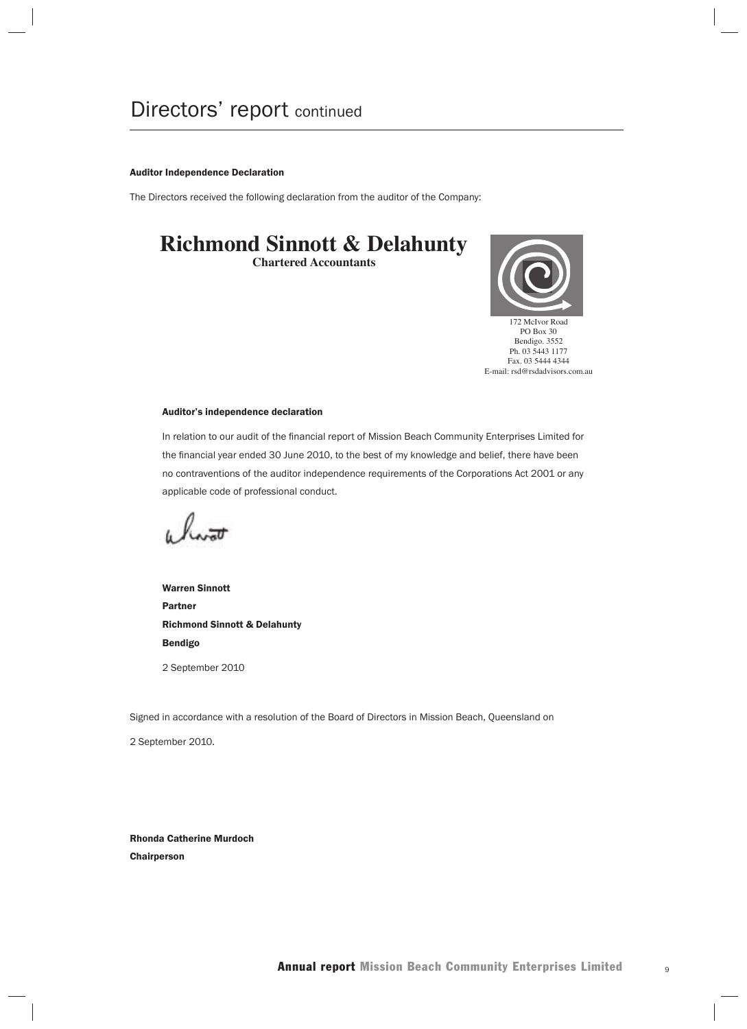# Directors' report continued

**Auditor Independence Declaration**

The Directors received the following declaration from the auditor of the Company:

**Richmond Sinnott & Delahunty**
**Chartered Accountants**

172 McIvor Road
PO Box 30
Bendigo. 3552
Ph. 03 5443 1177
Fax. 03 5444 4344
E-mail: rsd@rsdadvisors.com.au

**Auditor's independence declaration**

In relation to our audit of the financial report of Mission Beach Community Enterprises Limited for the financial year ended 30 June 2010, to the best of my knowledge and belief, there have been no contraventions of the auditor independence requirements of the Corporations Act 2001 or any applicable code of professional conduct.

**Warren Sinnott**
**Partner**
**Richmond Sinnott & Delahunty**
**Bendigo**

2 September 2010

Signed in accordance with a resolution of the Board of Directors in Mission Beach, Queensland on

2 September 2010.

**Rhonda Catherine Murdoch**
**Chairperson**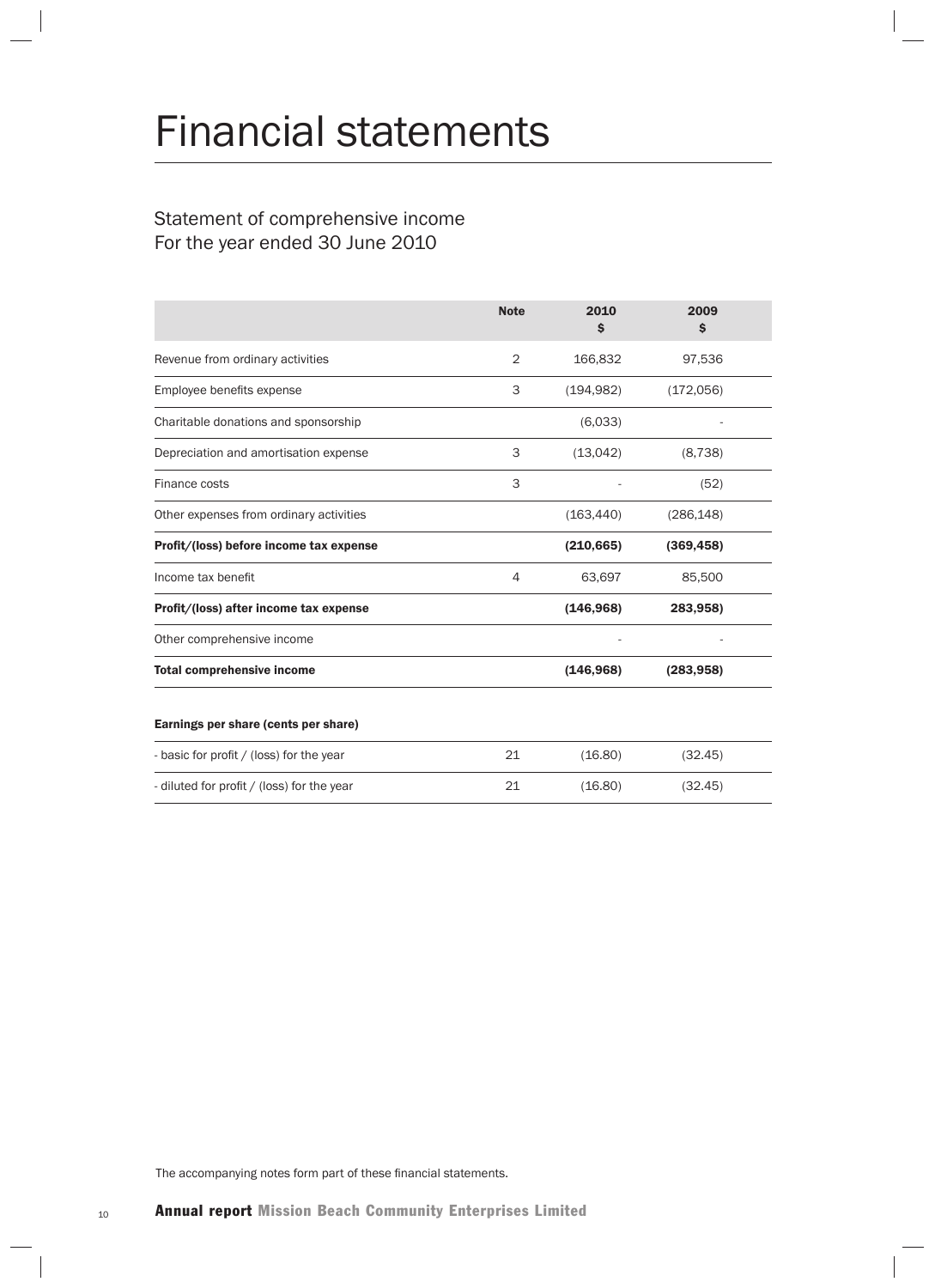# Financial statements

## Statement of comprehensive income
For the year ended 30 June 2010

| | Note | 2010 $ | 2009 $ |
|---|---|---|---|
| Revenue from ordinary activities | 2 | 166,832 | 97,536 |
| Employee benefits expense | 3 | (194,982) | (172,056) |
| Charitable donations and sponsorship | | (6,033) | - |
| Depreciation and amortisation expense | 3 | (13,042) | (8,738) |
| Finance costs | 3 | - | (52) |
| Other expenses from ordinary activities | | (163,440) | (286,148) |
| **Profit/(loss) before income tax expense** | | **(210,665)** | **(369,458)** |
| Income tax benefit | 4 | 63,697 | 85,500 |
| **Profit/(loss) after income tax expense** | | **(146,968)** | **283,958)** |
| Other comprehensive income | | - | - |
| **Total comprehensive income** | | **(146,968)** | **(283,958)** |

**Earnings per share (cents per share)**

| | | | |
|---|---|---|---|
| - basic for profit / (loss) for the year | 21 | (16.80) | (32.45) |
| - diluted for profit / (loss) for the year | 21 | (16.80) | (32.45) |

The accompanying notes form part of these financial statements.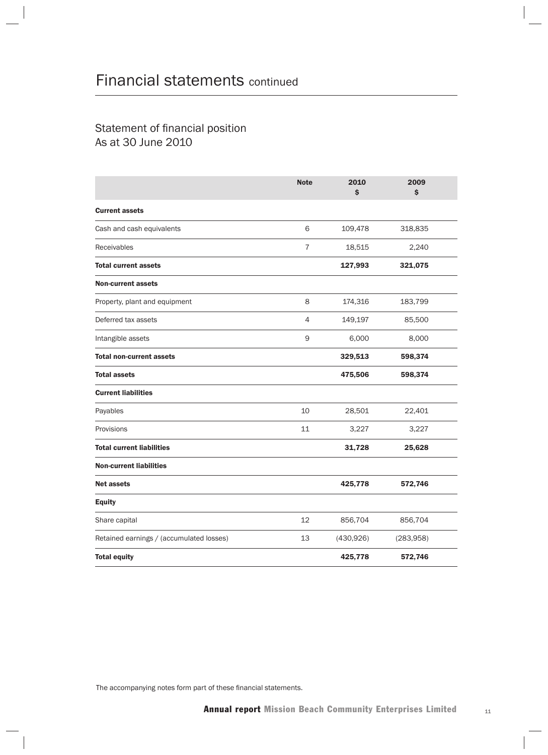# Financial statements continued

## Statement of financial position
As at 30 June 2010

| | Note | 2010 $ | 2009 $ |
|---|---|---|---|
| **Current assets** | | | |
| Cash and cash equivalents | 6 | 109,478 | 318,835 |
| Receivables | 7 | 18,515 | 2,240 |
| **Total current assets** | | **127,993** | **321,075** |
| **Non-current assets** | | | |
| Property, plant and equipment | 8 | 174,316 | 183,799 |
| Deferred tax assets | 4 | 149,197 | 85,500 |
| Intangible assets | 9 | 6,000 | 8,000 |
| **Total non-current assets** | | **329,513** | **598,374** |
| **Total assets** | | **475,506** | **598,374** |
| **Current liabilities** | | | |
| Payables | 10 | 28,501 | 22,401 |
| Provisions | 11 | 3,227 | 3,227 |
| **Total current liabilities** | | **31,728** | **25,628** |
| **Non-current liabilities** | | | |
| **Net assets** | | **425,778** | **572,746** |
| **Equity** | | | |
| Share capital | 12 | 856,704 | 856,704 |
| Retained earnings / (accumulated losses) | 13 | (430,926) | (283,958) |
| **Total equity** | | **425,778** | **572,746** |

The accompanying notes form part of these financial statements.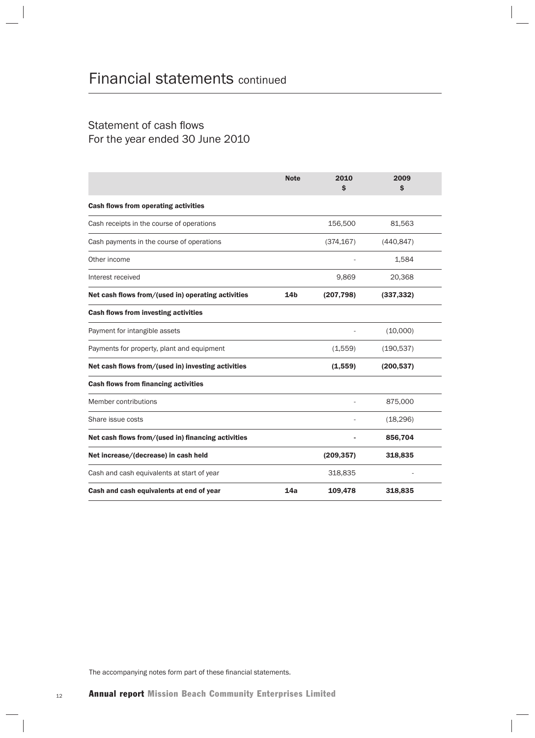# Financial statements continued

## Statement of cash flows
For the year ended 30 June 2010

| | Note | 2010 $ | 2009 $ |
|---|---|---|---|
| **Cash flows from operating activities** | | | |
| Cash receipts in the course of operations | | 156,500 | 81,563 |
| Cash payments in the course of operations | | (374,167) | (440,847) |
| Other income | | - | 1,584 |
| Interest received | | 9,869 | 20,368 |
| **Net cash flows from/(used in) operating activities** | **14b** | **(207,798)** | **(337,332)** |
| **Cash flows from investing activities** | | | |
| Payment for intangible assets | | - | (10,000) |
| Payments for property, plant and equipment | | (1,559) | (190,537) |
| **Net cash flows from/(used in) investing activities** | | **(1,559)** | **(200,537)** |
| **Cash flows from financing activities** | | | |
| Member contributions | | - | 875,000 |
| Share issue costs | | - | (18,296) |
| **Net cash flows from/(used in) financing activities** | | **-** | **856,704** |
| **Net increase/(decrease) in cash held** | | **(209,357)** | **318,835** |
| Cash and cash equivalents at start of year | | 318,835 | - |
| **Cash and cash equivalents at end of year** | **14a** | **109,478** | **318,835** |

The accompanying notes form part of these financial statements.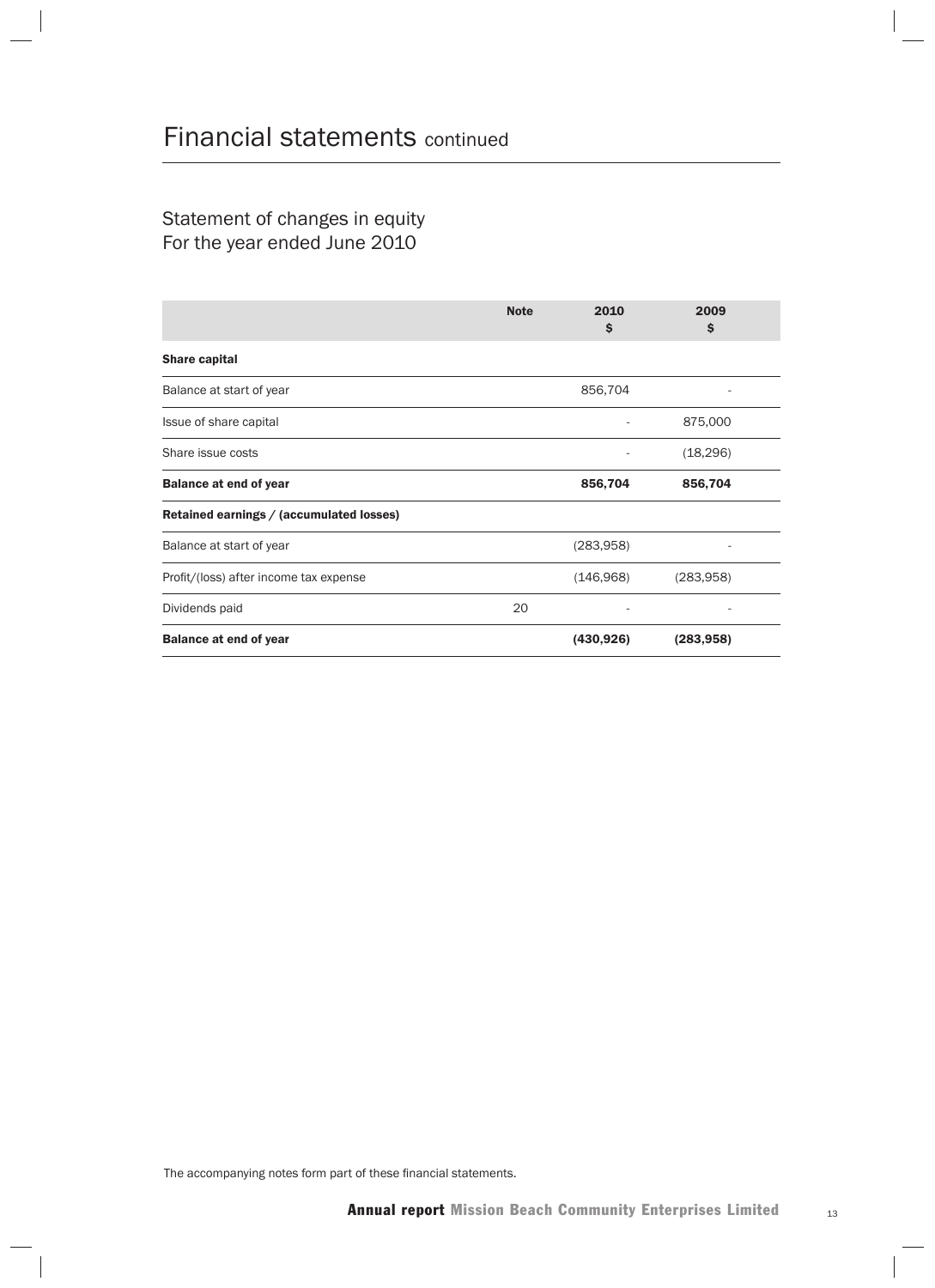# Financial statements continued

## Statement of changes in equity
## For the year ended June 2010

| | Note | 2010<br>$ | 2009<br>$ |
|---|---|---|---|
| **Share capital** | | | |
| Balance at start of year | | 856,704 | - |
| Issue of share capital | | - | 875,000 |
| Share issue costs | | - | (18,296) |
| **Balance at end of year** | | **856,704** | **856,704** |
| **Retained earnings / (accumulated losses)** | | | |
| Balance at start of year | | (283,958) | - |
| Profit/(loss) after income tax expense | | (146,968) | (283,958) |
| Dividends paid | 20 | - | - |
| **Balance at end of year** | | **(430,926)** | **(283,958)** |

The accompanying notes form part of these financial statements.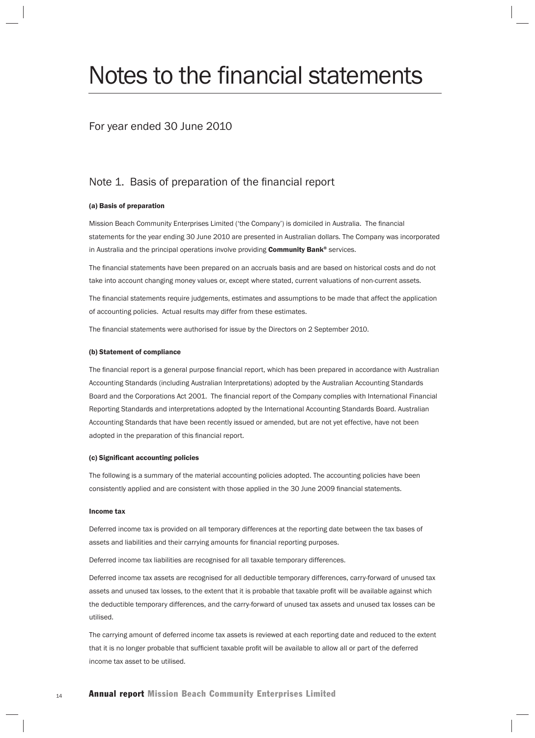# Notes to the financial statements

For year ended 30 June 2010

## Note 1. Basis of preparation of the financial report

### (a) Basis of preparation

Mission Beach Community Enterprises Limited ('the Company') is domiciled in Australia. The financial statements for the year ending 30 June 2010 are presented in Australian dollars. The Company was incorporated in Australia and the principal operations involve providing **Community Bank®** services.

The financial statements have been prepared on an accruals basis and are based on historical costs and do not take into account changing money values or, except where stated, current valuations of non-current assets.

The financial statements require judgements, estimates and assumptions to be made that affect the application of accounting policies. Actual results may differ from these estimates.

The financial statements were authorised for issue by the Directors on 2 September 2010.

### (b) Statement of compliance

The financial report is a general purpose financial report, which has been prepared in accordance with Australian Accounting Standards (including Australian Interpretations) adopted by the Australian Accounting Standards Board and the Corporations Act 2001. The financial report of the Company complies with International Financial Reporting Standards and interpretations adopted by the International Accounting Standards Board. Australian Accounting Standards that have been recently issued or amended, but are not yet effective, have not been adopted in the preparation of this financial report.

### (c) Significant accounting policies

The following is a summary of the material accounting policies adopted. The accounting policies have been consistently applied and are consistent with those applied in the 30 June 2009 financial statements.

#### Income tax

Deferred income tax is provided on all temporary differences at the reporting date between the tax bases of assets and liabilities and their carrying amounts for financial reporting purposes.

Deferred income tax liabilities are recognised for all taxable temporary differences.

Deferred income tax assets are recognised for all deductible temporary differences, carry-forward of unused tax assets and unused tax losses, to the extent that it is probable that taxable profit will be available against which the deductible temporary differences, and the carry-forward of unused tax assets and unused tax losses can be utilised.

The carrying amount of deferred income tax assets is reviewed at each reporting date and reduced to the extent that it is no longer probable that sufficient taxable profit will be available to allow all or part of the deferred income tax asset to be utilised.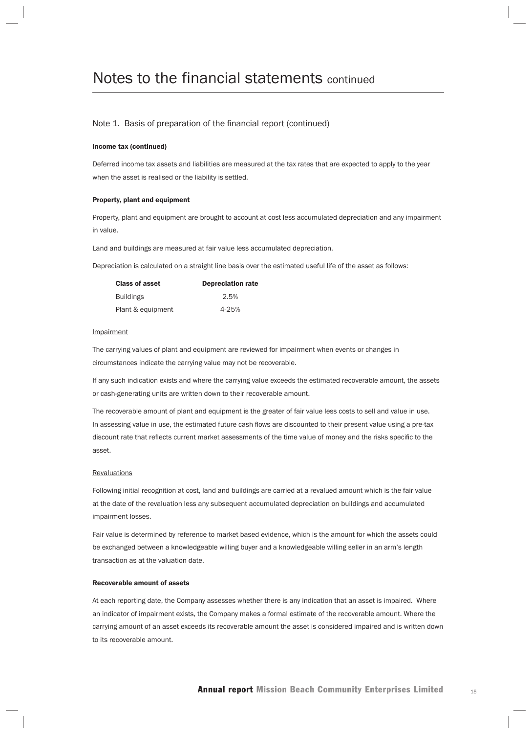# Notes to the financial statements continued

## Note 1. Basis of preparation of the financial report (continued)

### Income tax (continued)

Deferred income tax assets and liabilities are measured at the tax rates that are expected to apply to the year when the asset is realised or the liability is settled.

### Property, plant and equipment

Property, plant and equipment are brought to account at cost less accumulated depreciation and any impairment in value.

Land and buildings are measured at fair value less accumulated depreciation.

Depreciation is calculated on a straight line basis over the estimated useful life of the asset as follows:

| Class of asset | Depreciation rate |
| --- | --- |
| Buildings | 2.5% |
| Plant & equipment | 4-25% |

Impairment

The carrying values of plant and equipment are reviewed for impairment when events or changes in circumstances indicate the carrying value may not be recoverable.

If any such indication exists and where the carrying value exceeds the estimated recoverable amount, the assets or cash-generating units are written down to their recoverable amount.

The recoverable amount of plant and equipment is the greater of fair value less costs to sell and value in use. In assessing value in use, the estimated future cash flows are discounted to their present value using a pre-tax discount rate that reflects current market assessments of the time value of money and the risks specific to the asset.

Revaluations

Following initial recognition at cost, land and buildings are carried at a revalued amount which is the fair value at the date of the revaluation less any subsequent accumulated depreciation on buildings and accumulated impairment losses.

Fair value is determined by reference to market based evidence, which is the amount for which the assets could be exchanged between a knowledgeable willing buyer and a knowledgeable willing seller in an arm's length transaction as at the valuation date.

### Recoverable amount of assets

At each reporting date, the Company assesses whether there is any indication that an asset is impaired. Where an indicator of impairment exists, the Company makes a formal estimate of the recoverable amount. Where the carrying amount of an asset exceeds its recoverable amount the asset is considered impaired and is written down to its recoverable amount.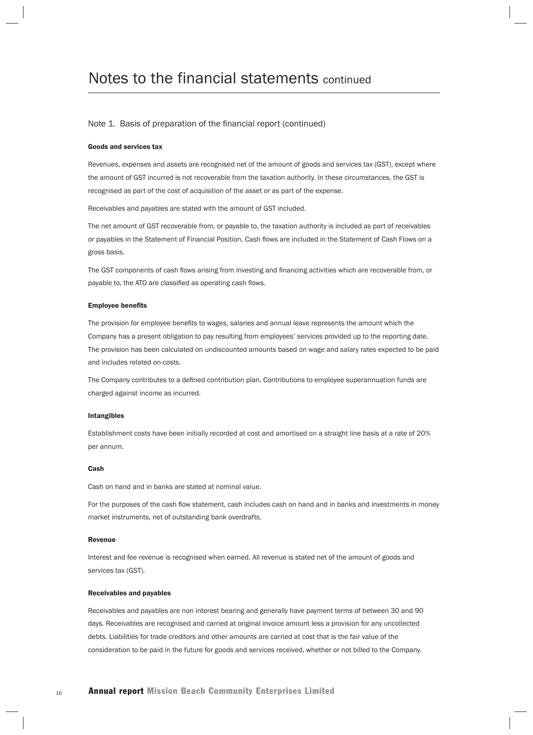# Notes to the financial statements continued

## Note 1. Basis of preparation of the financial report (continued)

### Goods and services tax

Revenues, expenses and assets are recognised net of the amount of goods and services tax (GST), except where the amount of GST incurred is not recoverable from the taxation authority. In these circumstances, the GST is recognised as part of the cost of acquisition of the asset or as part of the expense.

Receivables and payables are stated with the amount of GST included.

The net amount of GST recoverable from, or payable to, the taxation authority is included as part of receivables or payables in the Statement of Financial Position. Cash flows are included in the Statement of Cash Flows on a gross basis.

The GST components of cash flows arising from investing and financing activities which are recoverable from, or payable to, the ATO are classified as operating cash flows.

### Employee benefits

The provision for employee benefits to wages, salaries and annual leave represents the amount which the Company has a present obligation to pay resulting from employees' services provided up to the reporting date. The provision has been calculated on undiscounted amounts based on wage and salary rates expected to be paid and includes related on-costs.

The Company contributes to a defined contribution plan. Contributions to employee superannuation funds are charged against income as incurred.

### Intangibles

Establishment costs have been initially recorded at cost and amortised on a straight line basis at a rate of 20% per annum.

### Cash

Cash on hand and in banks are stated at nominal value.

For the purposes of the cash flow statement, cash includes cash on hand and in banks and investments in money market instruments, net of outstanding bank overdrafts.

### Revenue

Interest and fee revenue is recognised when earned. All revenue is stated net of the amount of goods and services tax (GST).

### Receivables and payables

Receivables and payables are non interest bearing and generally have payment terms of between 30 and 90 days. Receivables are recognised and carried at original invoice amount less a provision for any uncollected debts. Liabilities for trade creditors and other amounts are carried at cost that is the fair value of the consideration to be paid in the future for goods and services received, whether or not billed to the Company.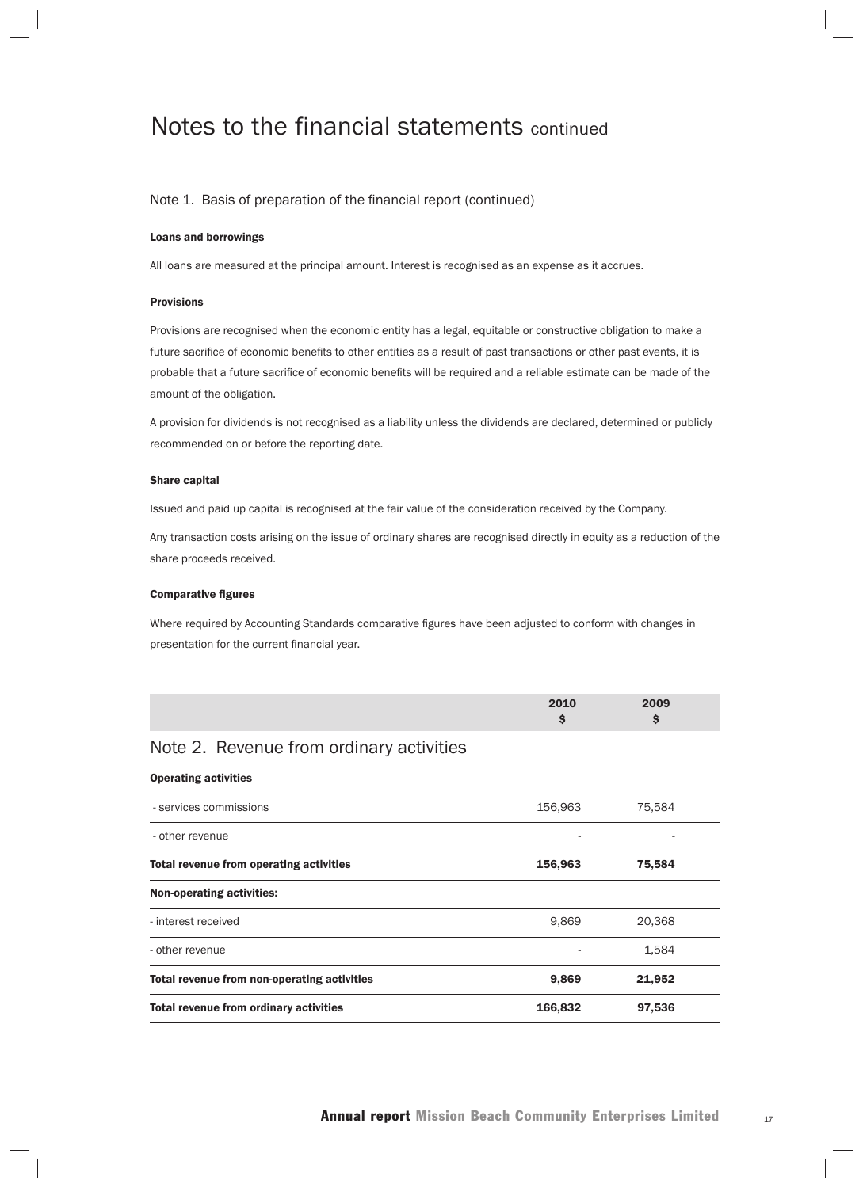# Notes to the financial statements continued

## Note 1. Basis of preparation of the financial report (continued)

### Loans and borrowings

All loans are measured at the principal amount. Interest is recognised as an expense as it accrues.

### Provisions

Provisions are recognised when the economic entity has a legal, equitable or constructive obligation to make a future sacrifice of economic benefits to other entities as a result of past transactions or other past events, it is probable that a future sacrifice of economic benefits will be required and a reliable estimate can be made of the amount of the obligation.

A provision for dividends is not recognised as a liability unless the dividends are declared, determined or publicly recommended on or before the reporting date.

### Share capital

Issued and paid up capital is recognised at the fair value of the consideration received by the Company.

Any transaction costs arising on the issue of ordinary shares are recognised directly in equity as a reduction of the share proceeds received.

### Comparative figures

Where required by Accounting Standards comparative figures have been adjusted to conform with changes in presentation for the current financial year.

## Note 2. Revenue from ordinary activities

| | 2010 $ | 2009 $ |
|---|---|---|
| **Operating activities** | | |
| - services commissions | 156,963 | 75,584 |
| - other revenue | - | - |
| **Total revenue from operating activities** | **156,963** | **75,584** |
| **Non-operating activities:** | | |
| - interest received | 9,869 | 20,368 |
| - other revenue | - | 1,584 |
| **Total revenue from non-operating activities** | **9,869** | **21,952** |
| **Total revenue from ordinary activities** | **166,832** | **97,536** |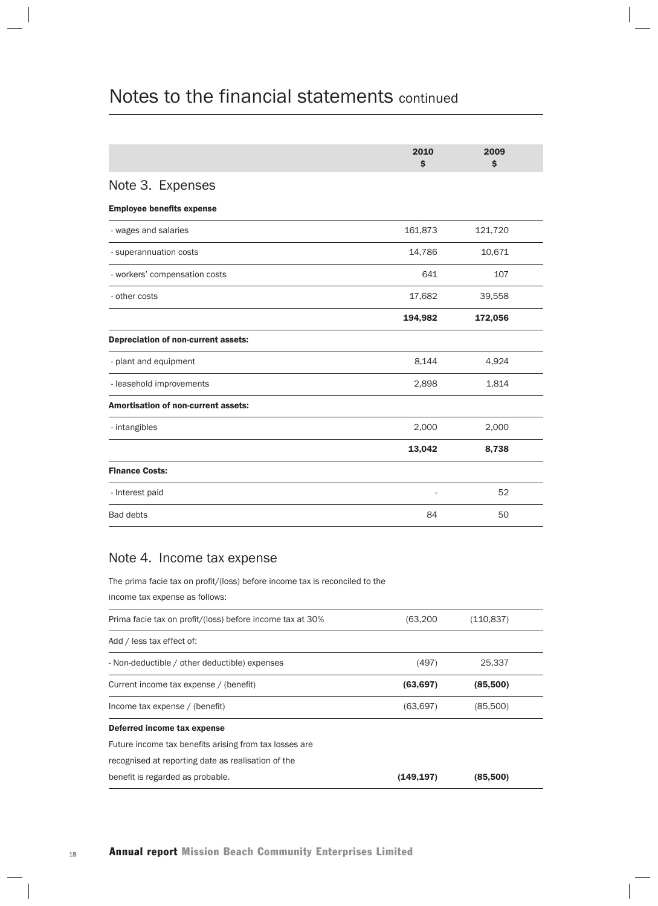# Notes to the financial statements continued

| | 2010 $ | 2009 $ |
|---|---|---|

## Note 3. Expenses

| | 2010 $ | 2009 $ |
|---|---|---|
| **Employee benefits expense** | | |
| - wages and salaries | 161,873 | 121,720 |
| - superannuation costs | 14,786 | 10,671 |
| - workers' compensation costs | 641 | 107 |
| - other costs | 17,682 | 39,558 |
| | **194,982** | **172,056** |
| **Depreciation of non-current assets:** | | |
| - plant and equipment | 8,144 | 4,924 |
| - leasehold improvements | 2,898 | 1,814 |
| **Amortisation of non-current assets:** | | |
| - intangibles | 2,000 | 2,000 |
| | **13,042** | **8,738** |
| **Finance Costs:** | | |
| - Interest paid | - | 52 |
| Bad debts | 84 | 50 |

## Note 4. Income tax expense

The prima facie tax on profit/(loss) before income tax is reconciled to the income tax expense as follows:

| | 2010 $ | 2009 $ |
|---|---|---|
| Prima facie tax on profit/(loss) before income tax at 30% | (63,200 | (110,837) |
| Add / less tax effect of: | | |
| - Non-deductible / other deductible) expenses | (497) | 25,337 |
| Current income tax expense / (benefit) | **(63,697)** | **(85,500)** |
| Income tax expense / (benefit) | (63,697) | (85,500) |
| **Deferred income tax expense** | | |
| Future income tax benefits arising from tax losses are recognised at reporting date as realisation of the benefit is regarded as probable. | **(149,197)** | **(85,500)** |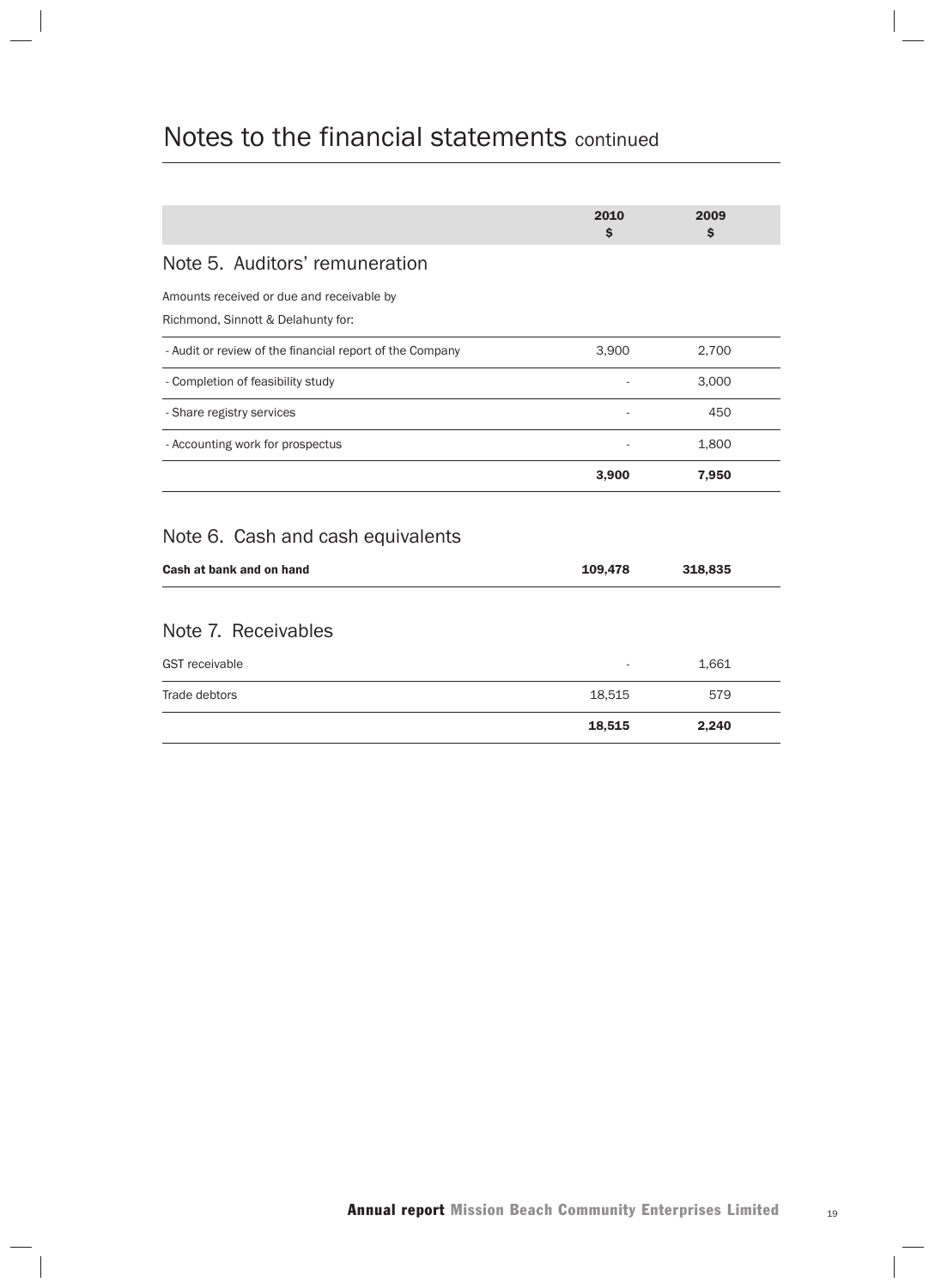# Notes to the financial statements continued

| | 2010 $ | 2009 $ |
|---|---|---|

## Note 5. Auditors' remuneration

Amounts received or due and receivable by

Richmond, Sinnott & Delahunty for:

| | 2010 $ | 2009 $ |
|---|---|---|
| - Audit or review of the financial report of the Company | 3,900 | 2,700 |
| - Completion of feasibility study | - | 3,000 |
| - Share registry services | - | 450 |
| - Accounting work for prospectus | - | 1,800 |
| | **3,900** | **7,950** |

## Note 6. Cash and cash equivalents

| | 2010 $ | 2009 $ |
|---|---|---|
| **Cash at bank and on hand** | **109,478** | **318,835** |

## Note 7. Receivables

| | 2010 $ | 2009 $ |
|---|---|---|
| GST receivable | - | 1,661 |
| Trade debtors | 18,515 | 579 |
| | **18,515** | **2,240** |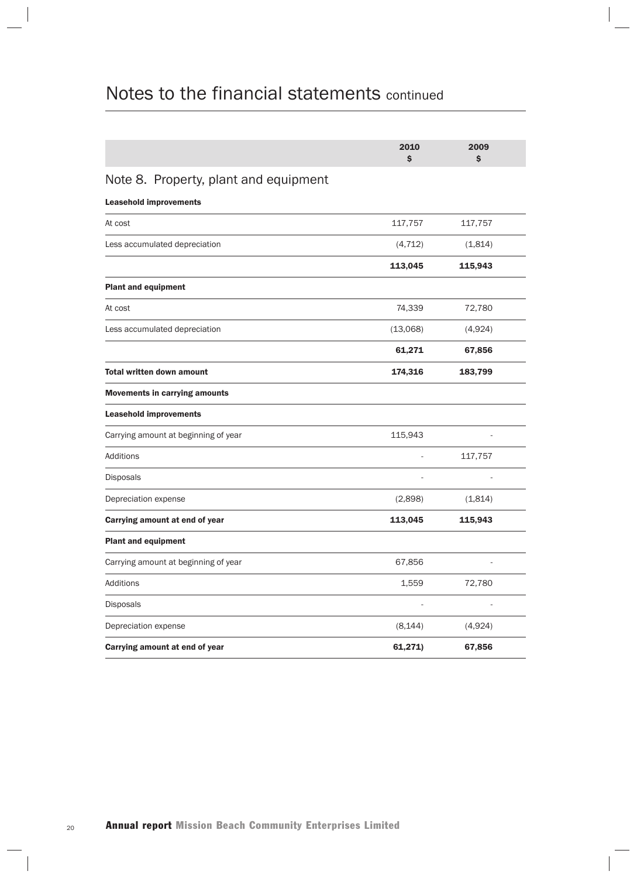# Notes to the financial statements continued

| | 2010<br>$ | 2009<br>$ |
|---|---|---|

## Note 8. Property, plant and equipment

| | 2010<br>$ | 2009<br>$ |
|---|---|---|
| **Leasehold improvements** | | |
| At cost | 117,757 | 117,757 |
| Less accumulated depreciation | (4,712) | (1,814) |
| | **113,045** | **115,943** |
| **Plant and equipment** | | |
| At cost | 74,339 | 72,780 |
| Less accumulated depreciation | (13,068) | (4,924) |
| | **61,271** | **67,856** |
| **Total written down amount** | **174,316** | **183,799** |
| **Movements in carrying amounts** | | |
| **Leasehold improvements** | | |
| Carrying amount at beginning of year | 115,943 | - |
| Additions | - | 117,757 |
| Disposals | - | - |
| Depreciation expense | (2,898) | (1,814) |
| **Carrying amount at end of year** | **113,045** | **115,943** |
| **Plant and equipment** | | |
| Carrying amount at beginning of year | 67,856 | - |
| Additions | 1,559 | 72,780 |
| Disposals | - | - |
| Depreciation expense | (8,144) | (4,924) |
| **Carrying amount at end of year** | **61,271)** | **67,856** |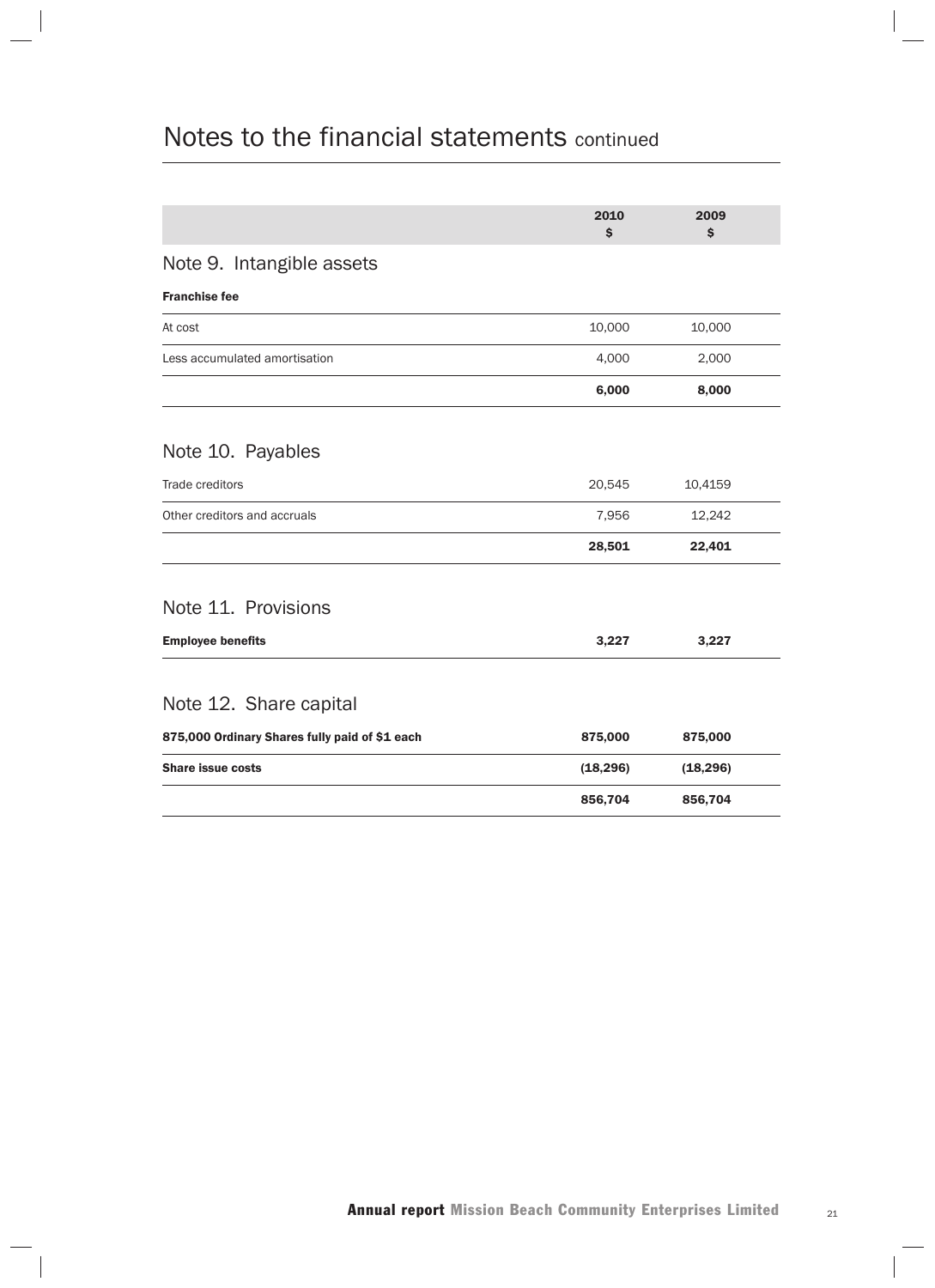# Notes to the financial statements continued

| | 2010 $ | 2009 $ |
|---|---|---|

## Note 9. Intangible assets

| | 2010 $ | 2009 $ |
|---|---|---|
| **Franchise fee** | | |
| At cost | 10,000 | 10,000 |
| Less accumulated amortisation | 4,000 | 2,000 |
| | **6,000** | **8,000** |

## Note 10. Payables

| | 2010 $ | 2009 $ |
|---|---|---|
| Trade creditors | 20,545 | 10,4159 |
| Other creditors and accruals | 7,956 | 12,242 |
| | **28,501** | **22,401** |

## Note 11. Provisions

| | 2010 $ | 2009 $ |
|---|---|---|
| **Employee benefits** | **3,227** | **3,227** |

## Note 12. Share capital

| | 2010 $ | 2009 $ |
|---|---|---|
| **875,000 Ordinary Shares fully paid of $1 each** | **875,000** | **875,000** |
| **Share issue costs** | **(18,296)** | **(18,296)** |
| | **856,704** | **856,704** |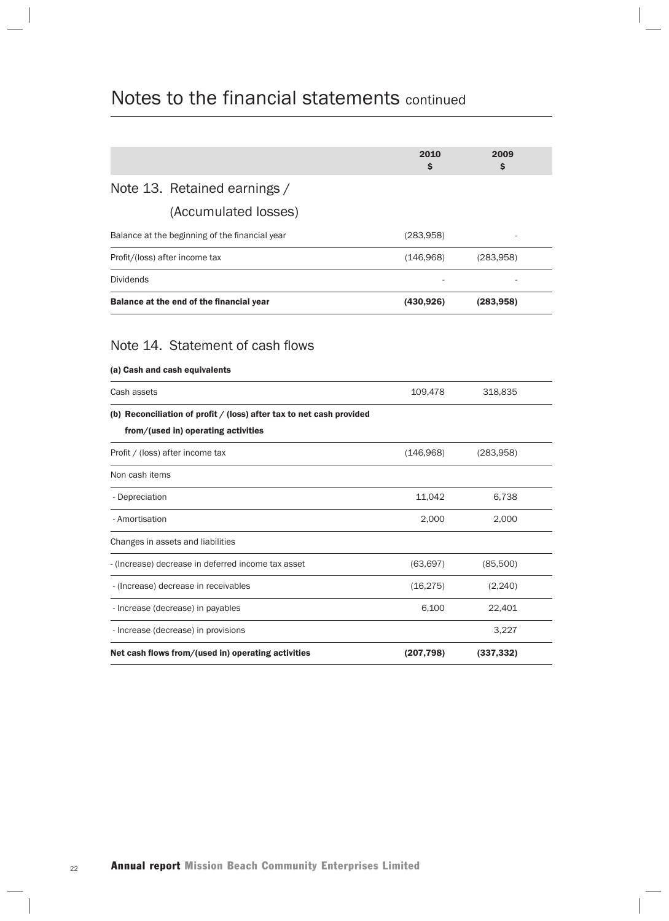# Notes to the financial statements continued

| | 2010<br>$ | 2009<br>$ |
|---|---|---|
| **Note 13. Retained earnings / (Accumulated losses)** | | |
| Balance at the beginning of the financial year | (283,958) | - |
| Profit/(loss) after income tax | (146,968) | (283,958) |
| Dividends | - | - |
| **Balance at the end of the financial year** | **(430,926)** | **(283,958)** |

## Note 14. Statement of cash flows

| | 2010<br>$ | 2009<br>$ |
|---|---|---|
| **(a) Cash and cash equivalents** | | |
| Cash assets | 109,478 | 318,835 |
| **(b) Reconciliation of profit / (loss) after tax to net cash provided from/(used in) operating activities** | | |
| Profit / (loss) after income tax | (146,968) | (283,958) |
| Non cash items | | |
| - Depreciation | 11,042 | 6,738 |
| - Amortisation | 2,000 | 2,000 |
| Changes in assets and liabilities | | |
| - (Increase) decrease in deferred income tax asset | (63,697) | (85,500) |
| - (Increase) decrease in receivables | (16,275) | (2,240) |
| - Increase (decrease) in payables | 6,100 | 22,401 |
| - Increase (decrease) in provisions | | 3,227 |
| **Net cash flows from/(used in) operating activities** | **(207,798)** | **(337,332)** |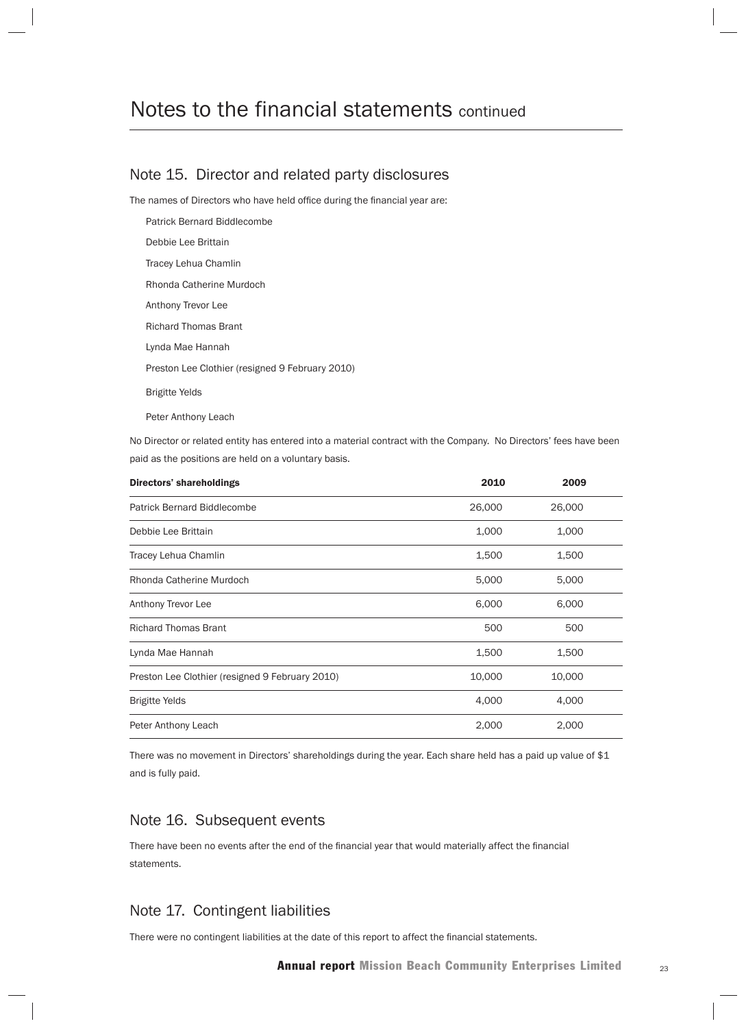# Notes to the financial statements continued

## Note 15. Director and related party disclosures

The names of Directors who have held office during the financial year are:

Patrick Bernard Biddlecombe

Debbie Lee Brittain

Tracey Lehua Chamlin

Rhonda Catherine Murdoch

Anthony Trevor Lee

Richard Thomas Brant

Lynda Mae Hannah

Preston Lee Clothier (resigned 9 February 2010)

Brigitte Yelds

Peter Anthony Leach

No Director or related entity has entered into a material contract with the Company. No Directors' fees have been paid as the positions are held on a voluntary basis.

| Directors' shareholdings | 2010 | 2009 |
|---|---|---|
| Patrick Bernard Biddlecombe | 26,000 | 26,000 |
| Debbie Lee Brittain | 1,000 | 1,000 |
| Tracey Lehua Chamlin | 1,500 | 1,500 |
| Rhonda Catherine Murdoch | 5,000 | 5,000 |
| Anthony Trevor Lee | 6,000 | 6,000 |
| Richard Thomas Brant | 500 | 500 |
| Lynda Mae Hannah | 1,500 | 1,500 |
| Preston Lee Clothier (resigned 9 February 2010) | 10,000 | 10,000 |
| Brigitte Yelds | 4,000 | 4,000 |
| Peter Anthony Leach | 2,000 | 2,000 |

There was no movement in Directors' shareholdings during the year. Each share held has a paid up value of $1 and is fully paid.

## Note 16. Subsequent events

There have been no events after the end of the financial year that would materially affect the financial statements.

## Note 17. Contingent liabilities

There were no contingent liabilities at the date of this report to affect the financial statements.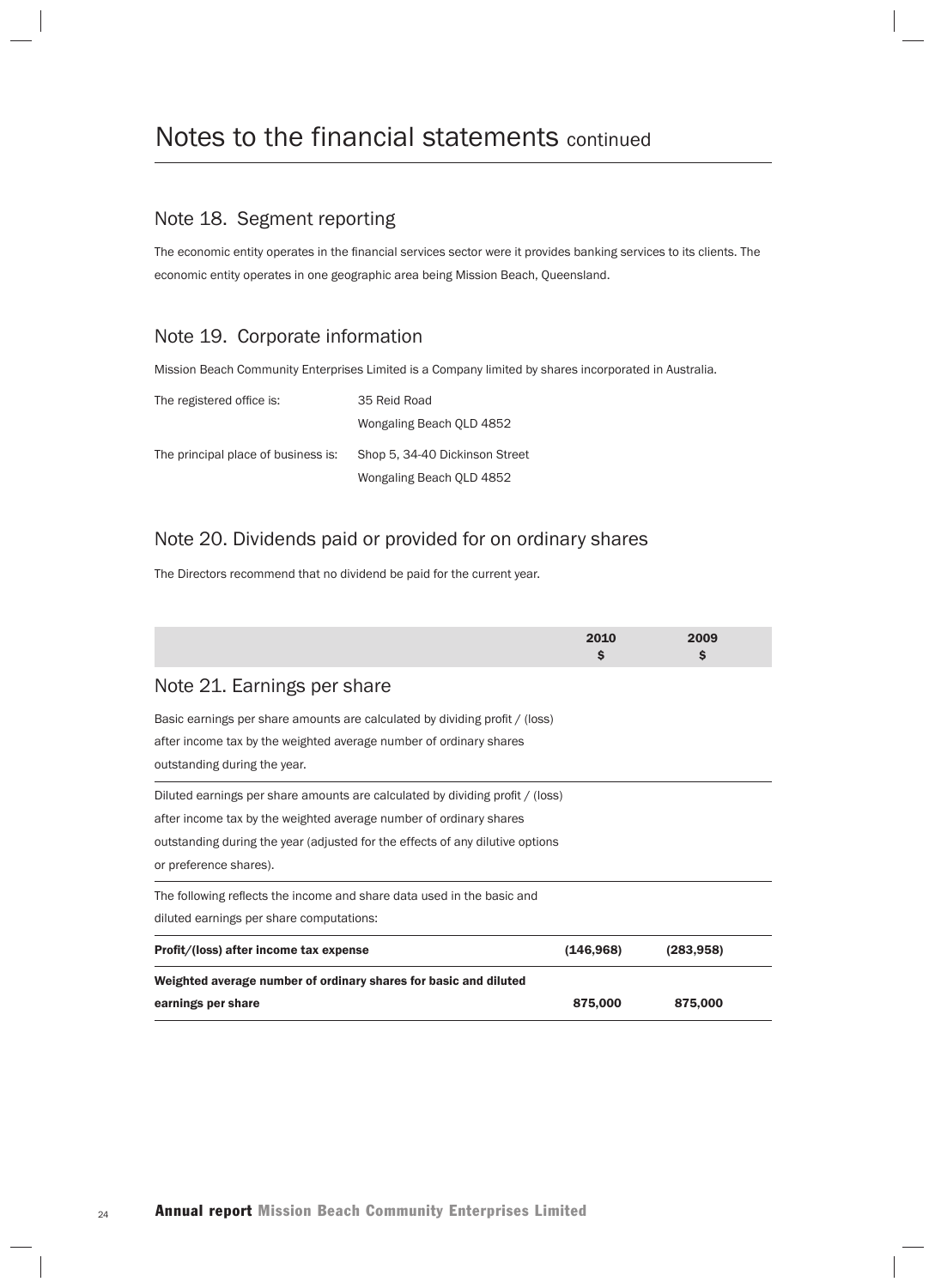# Notes to the financial statements continued

## Note 18. Segment reporting

The economic entity operates in the financial services sector were it provides banking services to its clients. The economic entity operates in one geographic area being Mission Beach, Queensland.

## Note 19. Corporate information

Mission Beach Community Enterprises Limited is a Company limited by shares incorporated in Australia.

| | |
|---|---|
| The registered office is: | 35 Reid Road<br>Wongaling Beach QLD 4852 |
| The principal place of business is: | Shop 5, 34-40 Dickinson Street<br>Wongaling Beach QLD 4852 |

## Note 20. Dividends paid or provided for on ordinary shares

The Directors recommend that no dividend be paid for the current year.

## Note 21. Earnings per share

| | 2010<br>$ | 2009<br>$ |
|---|---|---|
| Basic earnings per share amounts are calculated by dividing profit / (loss) after income tax by the weighted average number of ordinary shares outstanding during the year. | | |
| Diluted earnings per share amounts are calculated by dividing profit / (loss) after income tax by the weighted average number of ordinary shares outstanding during the year (adjusted for the effects of any dilutive options or preference shares). | | |
| The following reflects the income and share data used in the basic and diluted earnings per share computations: | | |
| **Profit/(loss) after income tax expense** | **(146,968)** | **(283,958)** |
| **Weighted average number of ordinary shares for basic and diluted earnings per share** | **875,000** | **875,000** |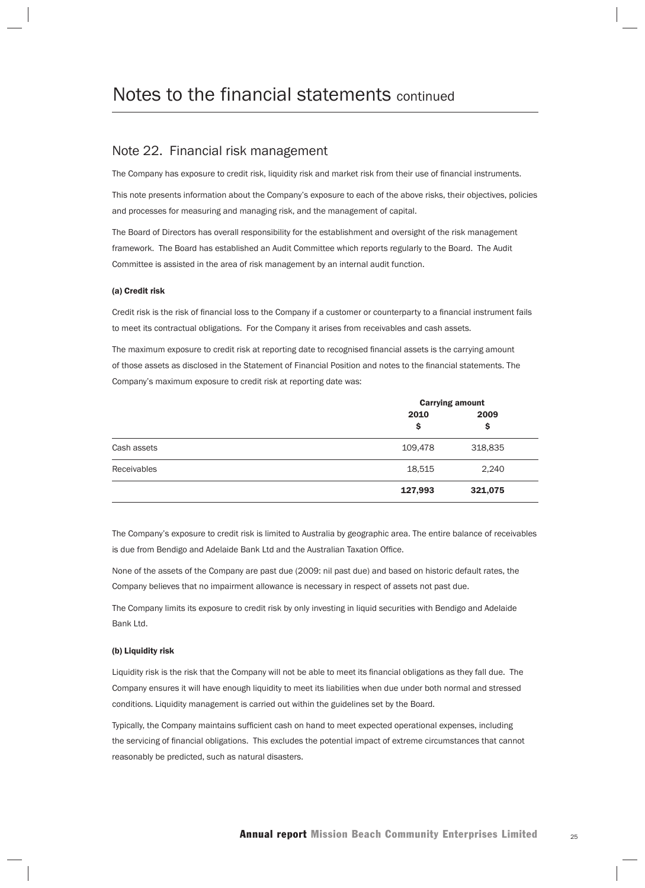# Notes to the financial statements continued

## Note 22. Financial risk management

The Company has exposure to credit risk, liquidity risk and market risk from their use of financial instruments.

This note presents information about the Company's exposure to each of the above risks, their objectives, policies and processes for measuring and managing risk, and the management of capital.

The Board of Directors has overall responsibility for the establishment and oversight of the risk management framework. The Board has established an Audit Committee which reports regularly to the Board. The Audit Committee is assisted in the area of risk management by an internal audit function.

#### (a) Credit risk

Credit risk is the risk of financial loss to the Company if a customer or counterparty to a financial instrument fails to meet its contractual obligations. For the Company it arises from receivables and cash assets.

The maximum exposure to credit risk at reporting date to recognised financial assets is the carrying amount of those assets as disclosed in the Statement of Financial Position and notes to the financial statements. The Company's maximum exposure to credit risk at reporting date was:

| | Carrying amount | |
|---|---|---|
| | **2010 $** | **2009 $** |
| Cash assets | 109,478 | 318,835 |
| Receivables | 18,515 | 2,240 |
| | **127,993** | **321,075** |

The Company's exposure to credit risk is limited to Australia by geographic area. The entire balance of receivables is due from Bendigo and Adelaide Bank Ltd and the Australian Taxation Office.

None of the assets of the Company are past due (2009: nil past due) and based on historic default rates, the Company believes that no impairment allowance is necessary in respect of assets not past due.

The Company limits its exposure to credit risk by only investing in liquid securities with Bendigo and Adelaide Bank Ltd.

#### (b) Liquidity risk

Liquidity risk is the risk that the Company will not be able to meet its financial obligations as they fall due. The Company ensures it will have enough liquidity to meet its liabilities when due under both normal and stressed conditions. Liquidity management is carried out within the guidelines set by the Board.

Typically, the Company maintains sufficient cash on hand to meet expected operational expenses, including the servicing of financial obligations. This excludes the potential impact of extreme circumstances that cannot reasonably be predicted, such as natural disasters.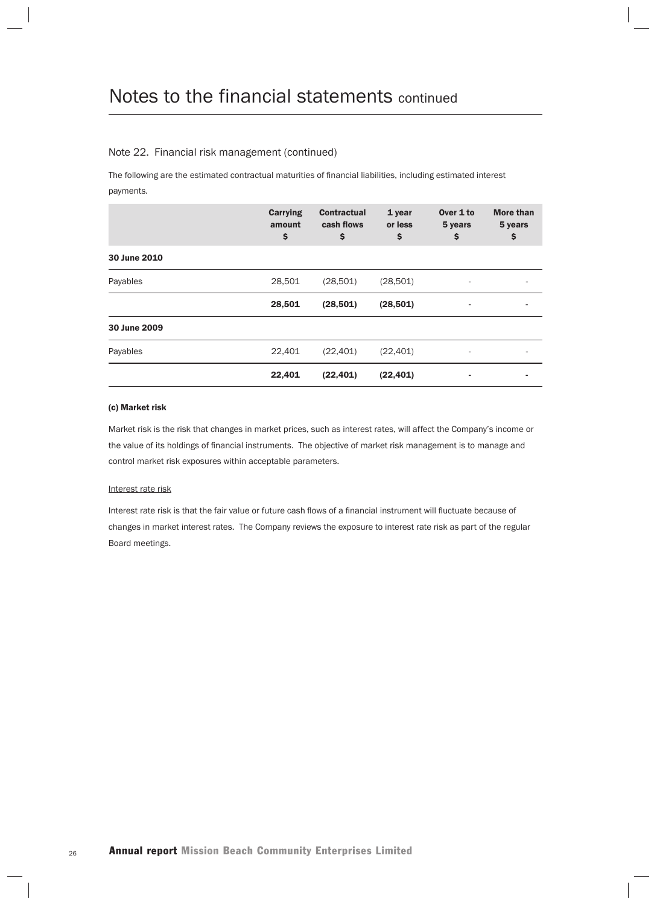# Notes to the financial statements continued

## Note 22. Financial risk management (continued)

The following are the estimated contractual maturities of financial liabilities, including estimated interest payments.

| | Carrying amount $ | Contractual cash flows $ | 1 year or less $ | Over 1 to 5 years $ | More than 5 years $ |
|---|---|---|---|---|---|
| **30 June 2010** | | | | | |
| Payables | 28,501 | (28,501) | (28,501) | - | - |
| | **28,501** | **(28,501)** | **(28,501)** | **-** | **-** |
| **30 June 2009** | | | | | |
| Payables | 22,401 | (22,401) | (22,401) | - | - |
| | **22,401** | **(22,401)** | **(22,401)** | **-** | **-** |

**(c) Market risk**

Market risk is the risk that changes in market prices, such as interest rates, will affect the Company's income or the value of its holdings of financial instruments. The objective of market risk management is to manage and control market risk exposures within acceptable parameters.

Interest rate risk

Interest rate risk is that the fair value or future cash flows of a financial instrument will fluctuate because of changes in market interest rates. The Company reviews the exposure to interest rate risk as part of the regular Board meetings.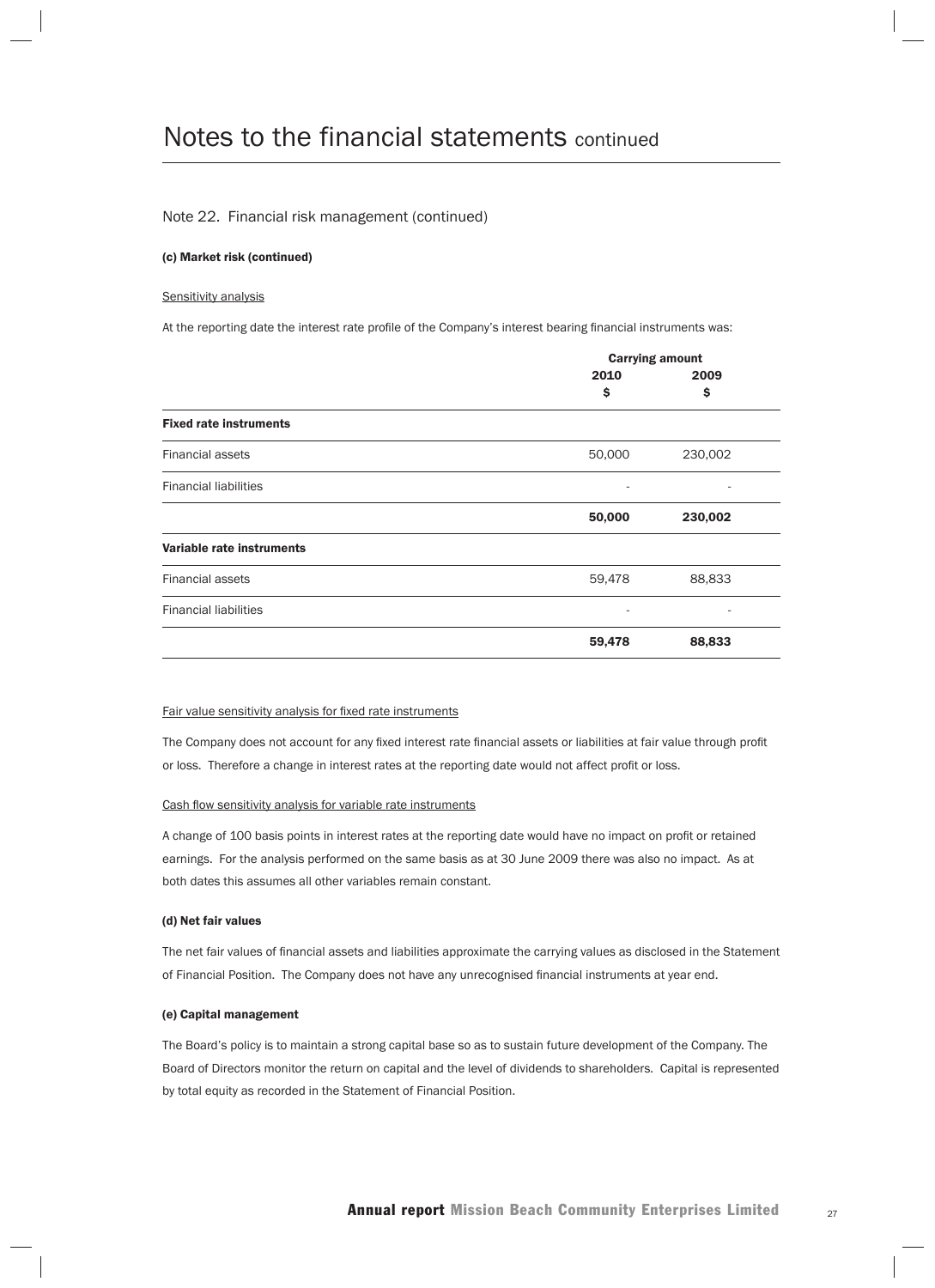# Notes to the financial statements continued

## Note 22. Financial risk management (continued)

### (c) Market risk (continued)

Sensitivity analysis

At the reporting date the interest rate profile of the Company's interest bearing financial instruments was:

| | Carrying amount | |
|---|---|---|
| | 2010 $ | 2009 $ |
| **Fixed rate instruments** | | |
| Financial assets | 50,000 | 230,002 |
| Financial liabilities | - | - |
| | **50,000** | **230,002** |
| **Variable rate instruments** | | |
| Financial assets | 59,478 | 88,833 |
| Financial liabilities | - | - |
| | **59,478** | **88,833** |

Fair value sensitivity analysis for fixed rate instruments

The Company does not account for any fixed interest rate financial assets or liabilities at fair value through profit or loss. Therefore a change in interest rates at the reporting date would not affect profit or loss.

Cash flow sensitivity analysis for variable rate instruments

A change of 100 basis points in interest rates at the reporting date would have no impact on profit or retained earnings. For the analysis performed on the same basis as at 30 June 2009 there was also no impact. As at both dates this assumes all other variables remain constant.

### (d) Net fair values

The net fair values of financial assets and liabilities approximate the carrying values as disclosed in the Statement of Financial Position. The Company does not have any unrecognised financial instruments at year end.

### (e) Capital management

The Board's policy is to maintain a strong capital base so as to sustain future development of the Company. The Board of Directors monitor the return on capital and the level of dividends to shareholders. Capital is represented by total equity as recorded in the Statement of Financial Position.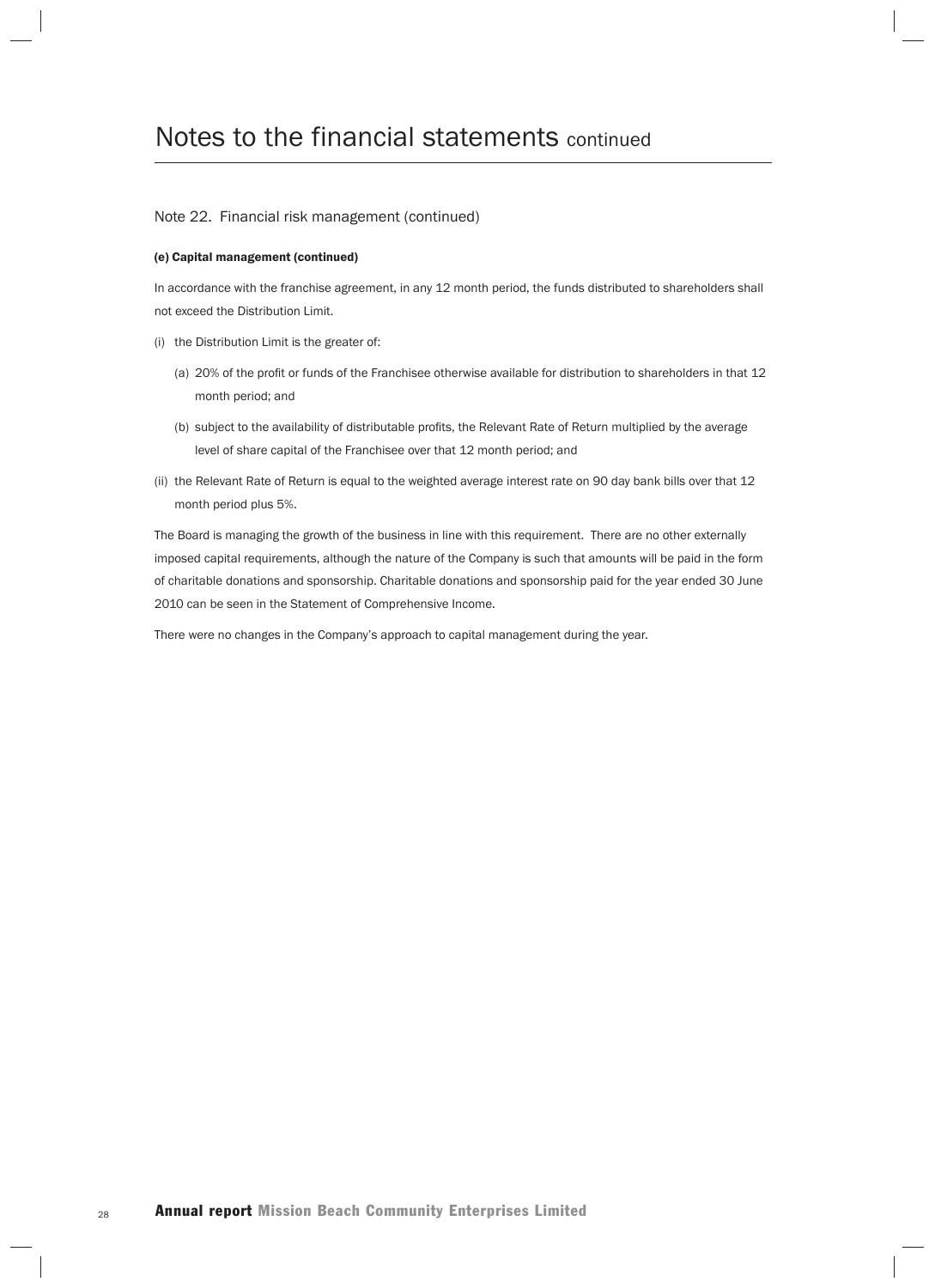# Notes to the financial statements continued

## Note 22. Financial risk management (continued)

### (e) Capital management (continued)

In accordance with the franchise agreement, in any 12 month period, the funds distributed to shareholders shall not exceed the Distribution Limit.

(i) the Distribution Limit is the greater of:

   (a) 20% of the profit or funds of the Franchisee otherwise available for distribution to shareholders in that 12 month period; and

   (b) subject to the availability of distributable profits, the Relevant Rate of Return multiplied by the average level of share capital of the Franchisee over that 12 month period; and

(ii) the Relevant Rate of Return is equal to the weighted average interest rate on 90 day bank bills over that 12 month period plus 5%.

The Board is managing the growth of the business in line with this requirement. There are no other externally imposed capital requirements, although the nature of the Company is such that amounts will be paid in the form of charitable donations and sponsorship. Charitable donations and sponsorship paid for the year ended 30 June 2010 can be seen in the Statement of Comprehensive Income.

There were no changes in the Company's approach to capital management during the year.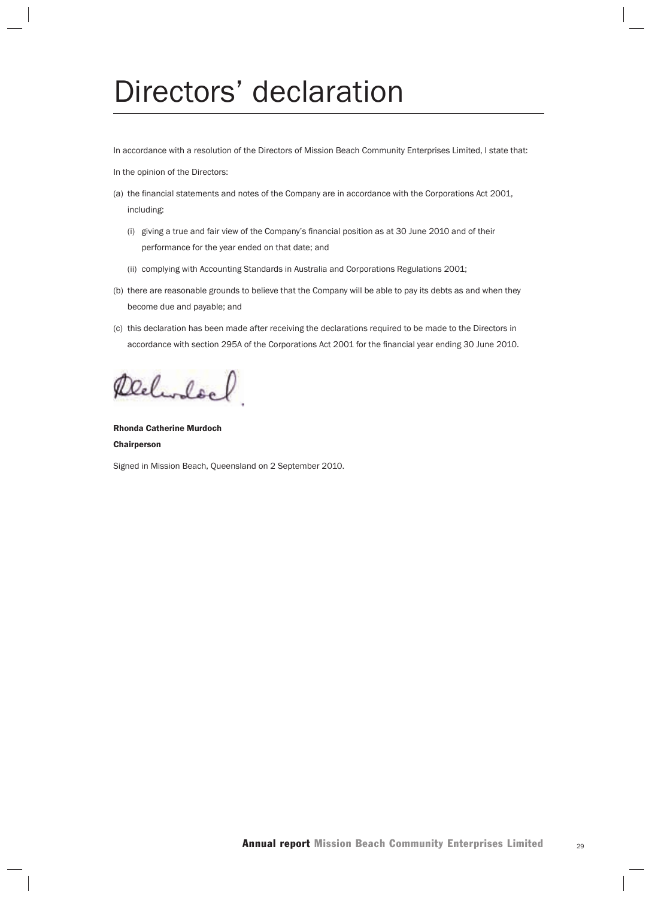# Directors' declaration

In accordance with a resolution of the Directors of Mission Beach Community Enterprises Limited, I state that:

In the opinion of the Directors:

(a) the financial statements and notes of the Company are in accordance with the Corporations Act 2001, including:

(i) giving a true and fair view of the Company's financial position as at 30 June 2010 and of their performance for the year ended on that date; and

(ii) complying with Accounting Standards in Australia and Corporations Regulations 2001;

(b) there are reasonable grounds to believe that the Company will be able to pay its debts as and when they become due and payable; and

(c) this declaration has been made after receiving the declarations required to be made to the Directors in accordance with section 295A of the Corporations Act 2001 for the financial year ending 30 June 2010.

**Rhonda Catherine Murdoch**
**Chairperson**

Signed in Mission Beach, Queensland on 2 September 2010.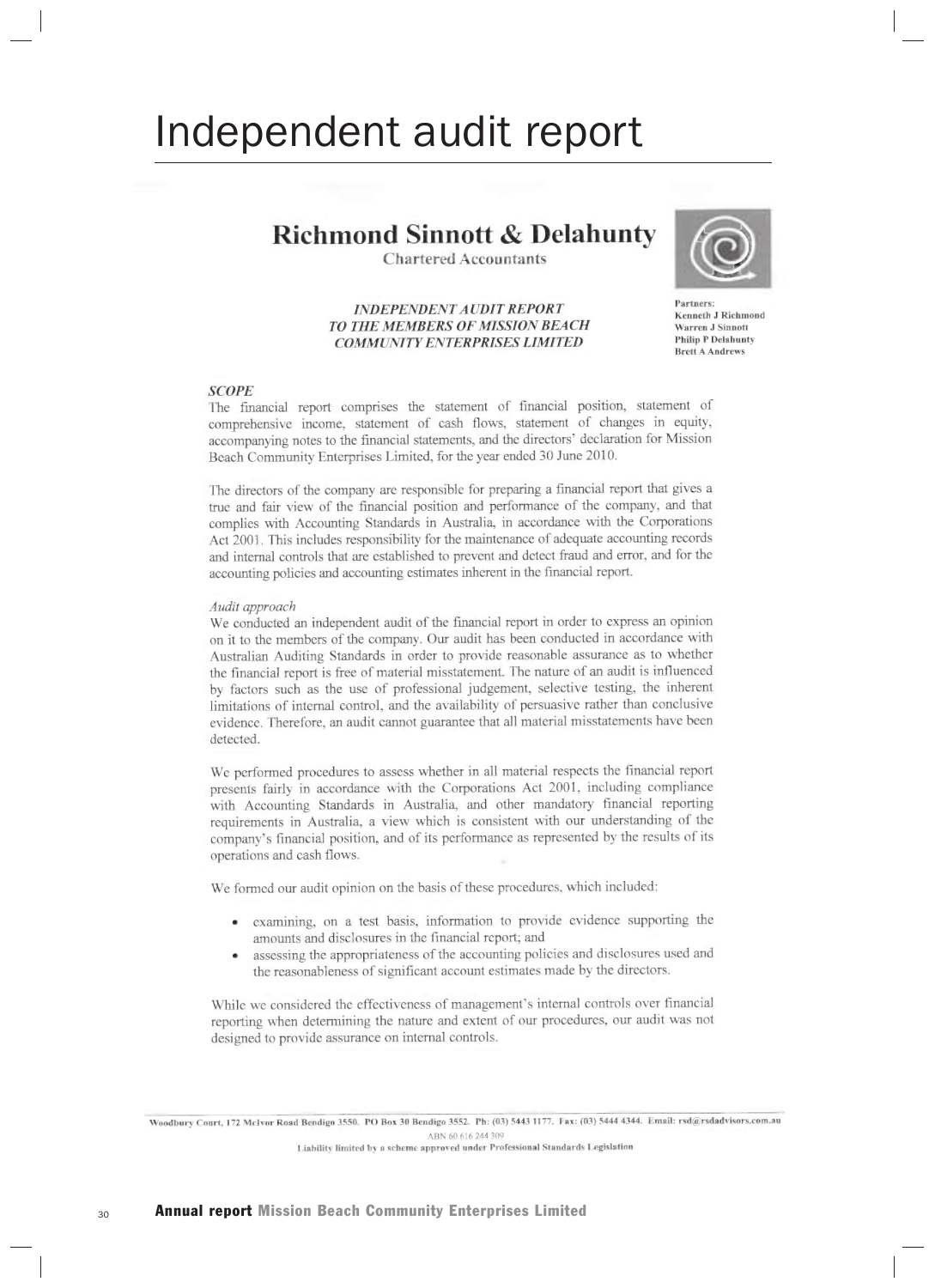# Independent audit report

## Richmond Sinnott & Delahunty

Chartered Accountants

Partners:
Kenneth J Richmond
Warren J Sinnott
Philip P Delahunty
Brett A Andrews

***INDEPENDENT AUDIT REPORT TO THE MEMBERS OF MISSION BEACH COMMUNITY ENTERPRISES LIMITED***

### *SCOPE*

The financial report comprises the statement of financial position, statement of comprehensive income, statement of cash flows, statement of changes in equity, accompanying notes to the financial statements, and the directors' declaration for Mission Beach Community Enterprises Limited, for the year ended 30 June 2010.

The directors of the company are responsible for preparing a financial report that gives a true and fair view of the financial position and performance of the company, and that complies with Accounting Standards in Australia, in accordance with the Corporations Act 2001. This includes responsibility for the maintenance of adequate accounting records and internal controls that are established to prevent and detect fraud and error, and for the accounting policies and accounting estimates inherent in the financial report.

*Audit approach*

We conducted an independent audit of the financial report in order to express an opinion on it to the members of the company. Our audit has been conducted in accordance with Australian Auditing Standards in order to provide reasonable assurance as to whether the financial report is free of material misstatement. The nature of an audit is influenced by factors such as the use of professional judgement, selective testing, the inherent limitations of internal control, and the availability of persuasive rather than conclusive evidence. Therefore, an audit cannot guarantee that all material misstatements have been detected.

We performed procedures to assess whether in all material respects the financial report presents fairly in accordance with the Corporations Act 2001, including compliance with Accounting Standards in Australia, and other mandatory financial reporting requirements in Australia, a view which is consistent with our understanding of the company's financial position, and of its performance as represented by the results of its operations and cash flows.

We formed our audit opinion on the basis of these procedures, which included:

- examining, on a test basis, information to provide evidence supporting the amounts and disclosures in the financial report; and
- assessing the appropriateness of the accounting policies and disclosures used and the reasonableness of significant account estimates made by the directors.

While we considered the effectiveness of management's internal controls over financial reporting when determining the nature and extent of our procedures, our audit was not designed to provide assurance on internal controls.

Woodbury Court, 172 McIvor Road Bendigo 3550. PO Box 30 Bendigo 3552. Ph: (03) 5443 1177. Fax: (03) 5444 4344. Email: rsd@rsdadvisors.com.au
ABN 60 616 244 309
Liability limited by a scheme approved under Professional Standards Legislation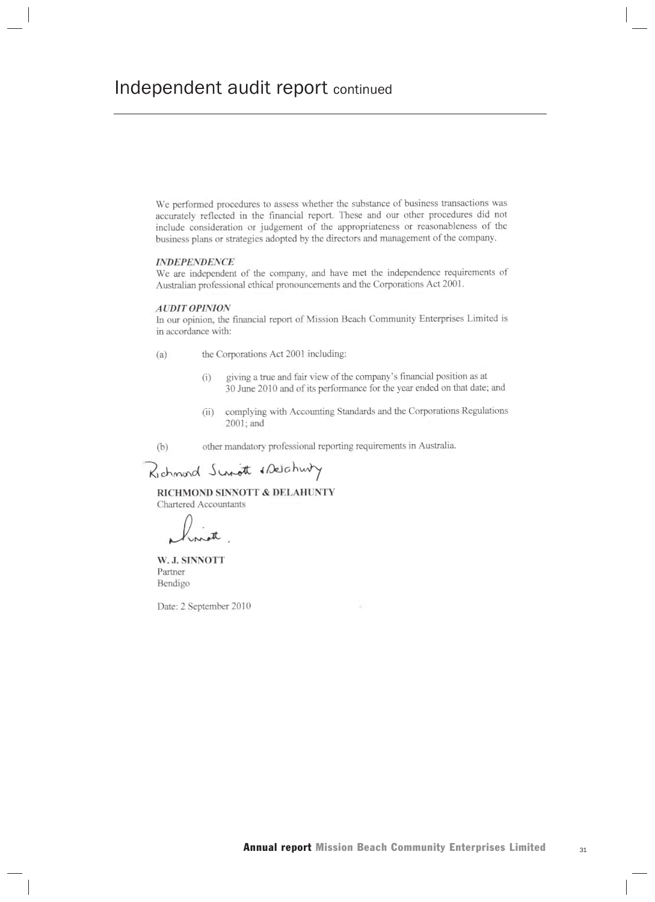# Independent audit report continued

We performed procedures to assess whether the substance of business transactions was accurately reflected in the financial report. These and our other procedures did not include consideration or judgement of the appropriateness or reasonableness of the business plans or strategies adopted by the directors and management of the company.

***INDEPENDENCE***

We are independent of the company, and have met the independence requirements of Australian professional ethical pronouncements and the Corporations Act 2001.

***AUDIT OPINION***

In our opinion, the financial report of Mission Beach Community Enterprises Limited is in accordance with:

(a) the Corporations Act 2001 including:

(i) giving a true and fair view of the company's financial position as at 30 June 2010 and of its performance for the year ended on that date; and

(ii) complying with Accounting Standards and the Corporations Regulations 2001; and

(b) other mandatory professional reporting requirements in Australia.

Richmond Sinnott & Delahunty

**RICHMOND SINNOTT & DELAHUNTY**
Chartered Accountants

**W. J. SINNOTT**
Partner
Bendigo

Date: 2 September 2010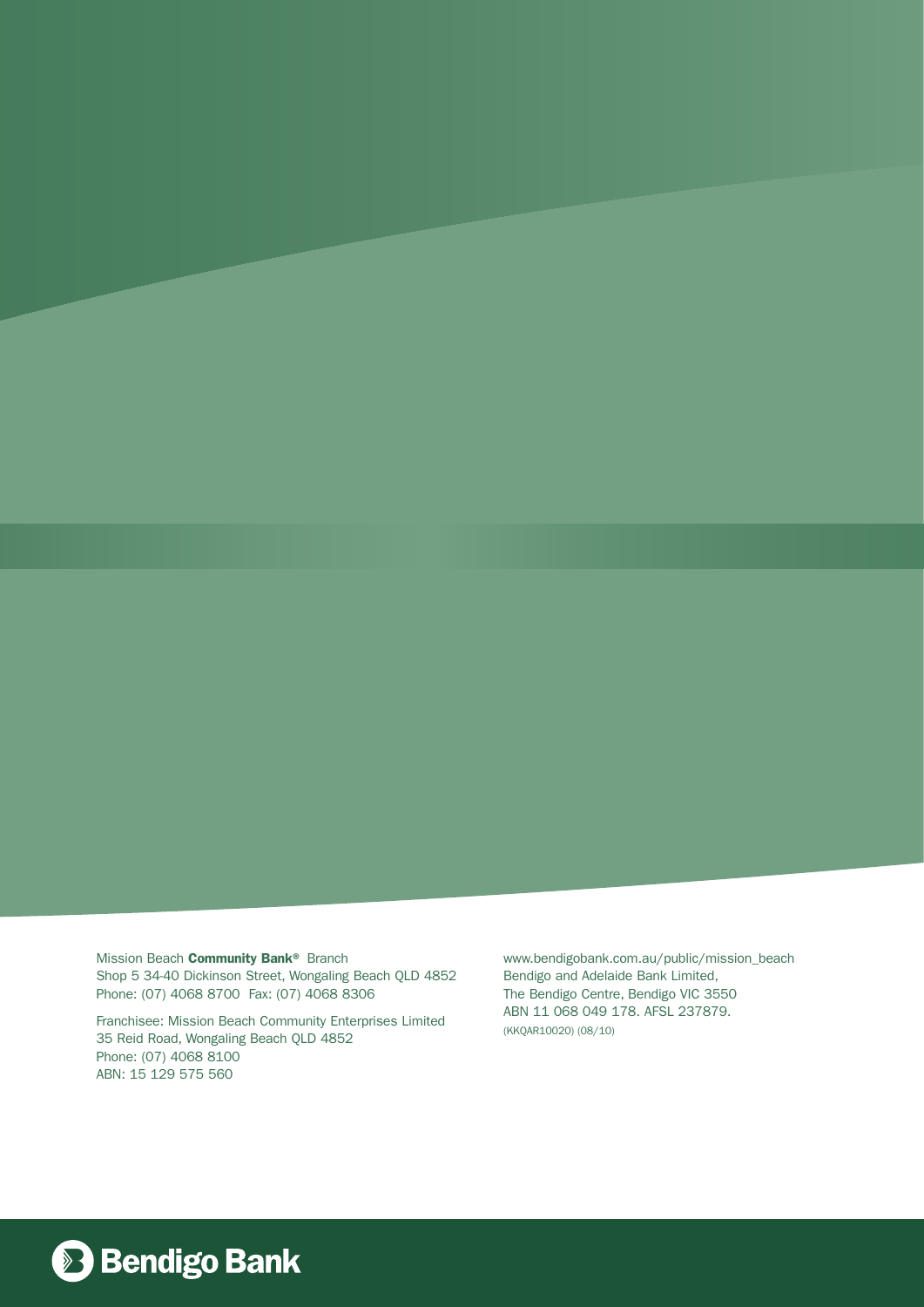Mission Beach **Community Bank®** Branch
Shop 5 34-40 Dickinson Street, Wongaling Beach QLD 4852
Phone: (07) 4068 8700 Fax: (07) 4068 8306

Franchisee: Mission Beach Community Enterprises Limited
35 Reid Road, Wongaling Beach QLD 4852
Phone: (07) 4068 8100
ABN: 15 129 575 560

www.bendigobank.com.au/public/mission_beach
Bendigo and Adelaide Bank Limited,
The Bendigo Centre, Bendigo VIC 3550
ABN 11 068 049 178. AFSL 237879.
(KKQAR10020) (08/10)

Bendigo Bank